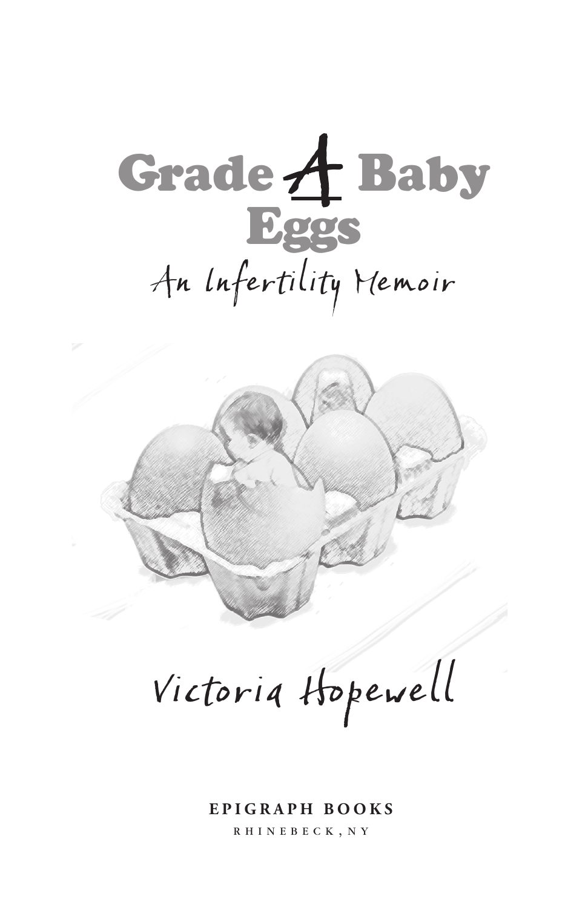# Grade A Baby Eggs

## An Infertility Memoir

Victoria Hopewell

**EPIGRAPH BOOKS**

RHINEBECK, NY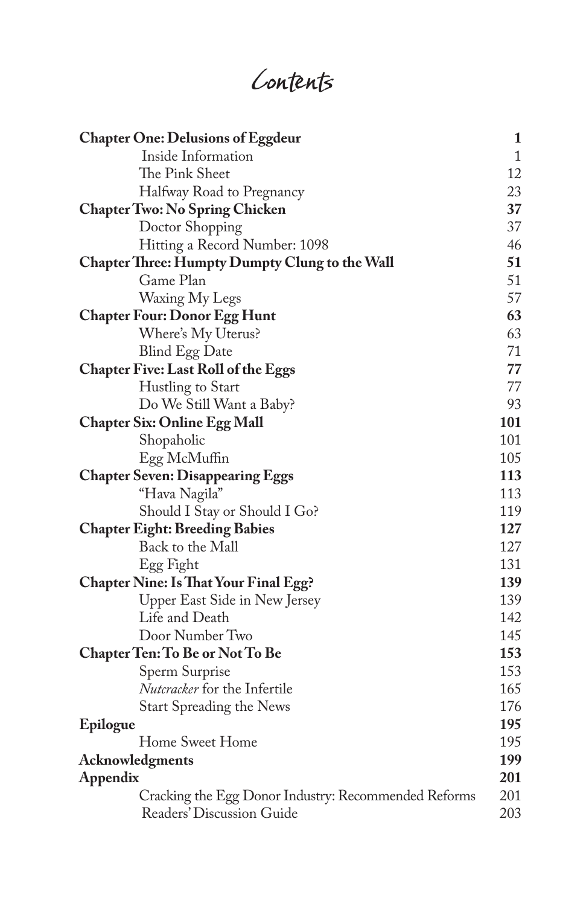# Contents

| | |
|---|---|
| **Chapter One: Delusions of Eggdeur** | **1** |
| Inside Information | 1 |
| The Pink Sheet | 12 |
| Halfway Road to Pregnancy | 23 |
| **Chapter Two: No Spring Chicken** | **37** |
| Doctor Shopping | 37 |
| Hitting a Record Number: 1098 | 46 |
| **Chapter Three: Humpty Dumpty Clung to the Wall** | **51** |
| Game Plan | 51 |
| Waxing My Legs | 57 |
| **Chapter Four: Donor Egg Hunt** | **63** |
| Where's My Uterus? | 63 |
| Blind Egg Date | 71 |
| **Chapter Five: Last Roll of the Eggs** | **77** |
| Hustling to Start | 77 |
| Do We Still Want a Baby? | 93 |
| **Chapter Six: Online Egg Mall** | **101** |
| Shopaholic | 101 |
| Egg McMuffin | 105 |
| **Chapter Seven: Disappearing Eggs** | **113** |
| "Hava Nagila" | 113 |
| Should I Stay or Should I Go? | 119 |
| **Chapter Eight: Breeding Babies** | **127** |
| Back to the Mall | 127 |
| Egg Fight | 131 |
| **Chapter Nine: Is That Your Final Egg?** | **139** |
| Upper East Side in New Jersey | 139 |
| Life and Death | 142 |
| Door Number Two | 145 |
| **Chapter Ten: To Be or Not To Be** | **153** |
| Sperm Surprise | 153 |
| *Nutcracker* for the Infertile | 165 |
| Start Spreading the News | 176 |
| **Epilogue** | **195** |
| Home Sweet Home | 195 |
| **Acknowledgments** | **199** |
| **Appendix** | **201** |
| Cracking the Egg Donor Industry: Recommended Reforms | 201 |
| Readers' Discussion Guide | 203 |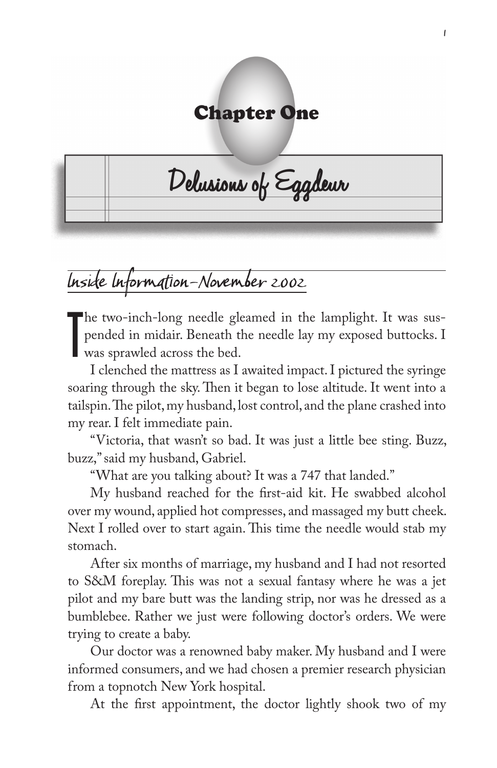# Chapter One

## Delusions of Eggdeur

### Inside Information–November 2002

The two-inch-long needle gleamed in the lamplight. It was suspended in midair. Beneath the needle lay my exposed buttocks. I was sprawled across the bed.

I clenched the mattress as I awaited impact. I pictured the syringe soaring through the sky. Then it began to lose altitude. It went into a tailspin. The pilot, my husband, lost control, and the plane crashed into my rear. I felt immediate pain.

"Victoria, that wasn't so bad. It was just a little bee sting. Buzz, buzz," said my husband, Gabriel.

"What are you talking about? It was a 747 that landed."

My husband reached for the first-aid kit. He swabbed alcohol over my wound, applied hot compresses, and massaged my butt cheek. Next I rolled over to start again. This time the needle would stab my stomach.

After six months of marriage, my husband and I had not resorted to S&M foreplay. This was not a sexual fantasy where he was a jet pilot and my bare butt was the landing strip, nor was he dressed as a bumblebee. Rather we just were following doctor's orders. We were trying to create a baby.

Our doctor was a renowned baby maker. My husband and I were informed consumers, and we had chosen a premier research physician from a topnotch New York hospital.

At the first appointment, the doctor lightly shook two of my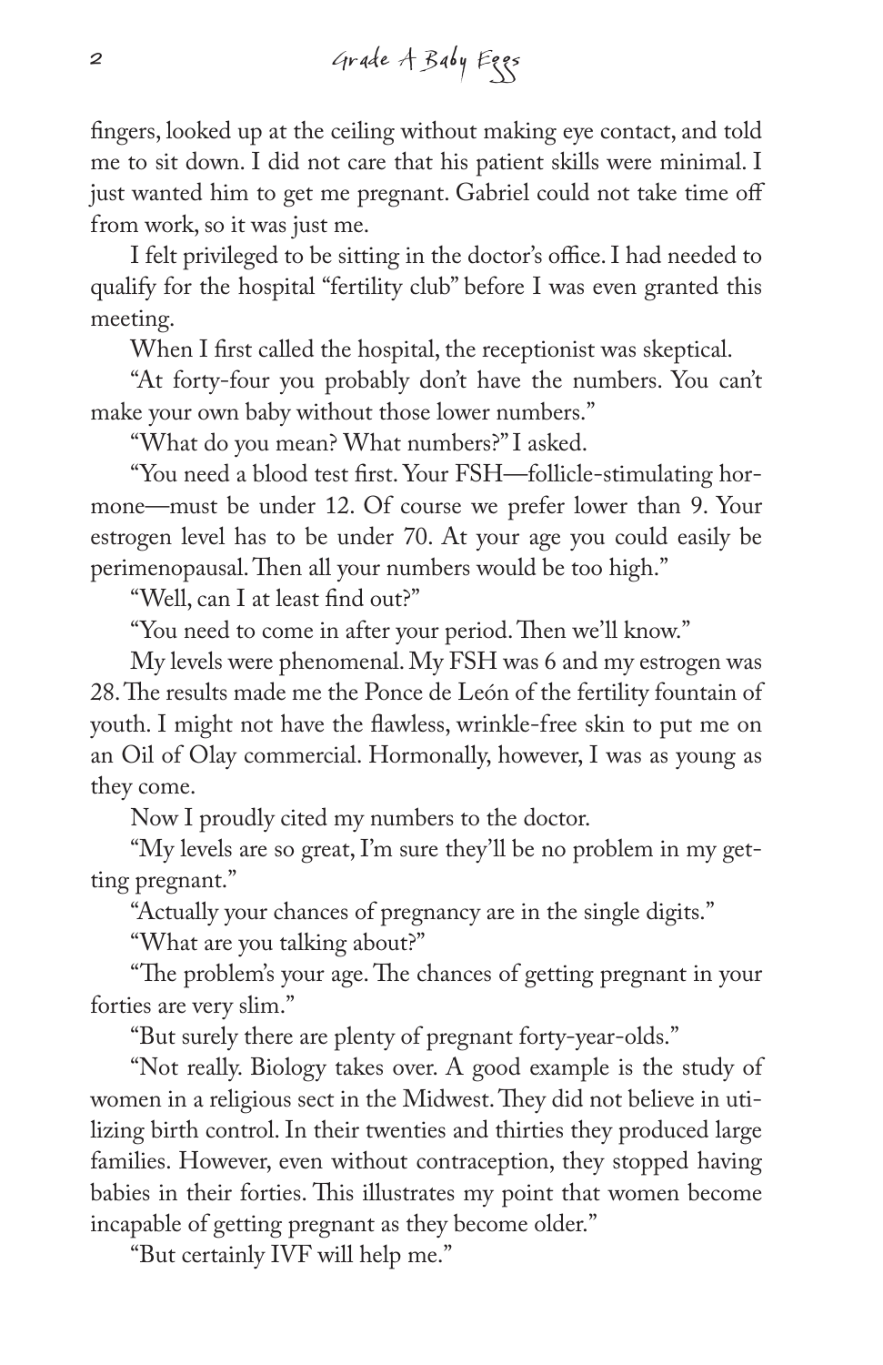fingers, looked up at the ceiling without making eye contact, and told me to sit down. I did not care that his patient skills were minimal. I just wanted him to get me pregnant. Gabriel could not take time off from work, so it was just me.

I felt privileged to be sitting in the doctor's office. I had needed to qualify for the hospital "fertility club" before I was even granted this meeting.

When I first called the hospital, the receptionist was skeptical.

"At forty-four you probably don't have the numbers. You can't make your own baby without those lower numbers."

"What do you mean? What numbers?" I asked.

"You need a blood test first. Your FSH—follicle-stimulating hormone—must be under 12. Of course we prefer lower than 9. Your estrogen level has to be under 70. At your age you could easily be perimenopausal. Then all your numbers would be too high."

"Well, can I at least find out?"

"You need to come in after your period. Then we'll know."

My levels were phenomenal. My FSH was 6 and my estrogen was 28. The results made me the Ponce de León of the fertility fountain of youth. I might not have the flawless, wrinkle-free skin to put me on an Oil of Olay commercial. Hormonally, however, I was as young as they come.

Now I proudly cited my numbers to the doctor.

"My levels are so great, I'm sure they'll be no problem in my getting pregnant."

"Actually your chances of pregnancy are in the single digits."

"What are you talking about?"

"The problem's your age. The chances of getting pregnant in your forties are very slim."

"But surely there are plenty of pregnant forty-year-olds."

"Not really. Biology takes over. A good example is the study of women in a religious sect in the Midwest. They did not believe in utilizing birth control. In their twenties and thirties they produced large families. However, even without contraception, they stopped having babies in their forties. This illustrates my point that women become incapable of getting pregnant as they become older."

"But certainly IVF will help me."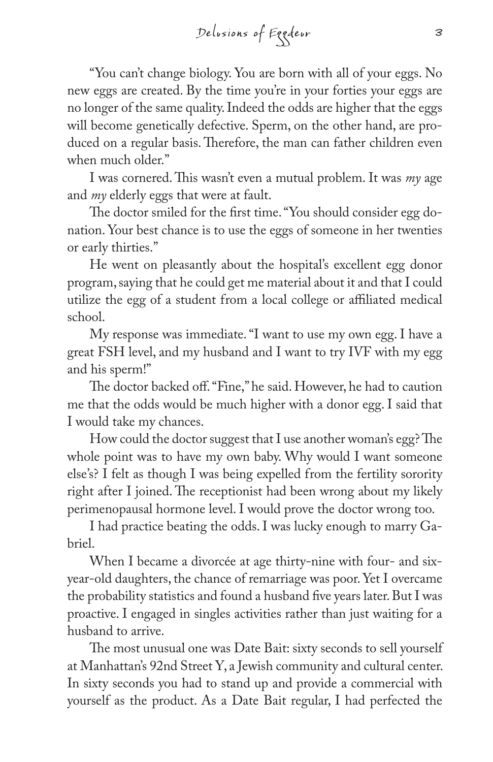"You can't change biology. You are born with all of your eggs. No new eggs are created. By the time you're in your forties your eggs are no longer of the same quality. Indeed the odds are higher that the eggs will become genetically defective. Sperm, on the other hand, are produced on a regular basis. Therefore, the man can father children even when much older."

I was cornered. This wasn't even a mutual problem. It was *my* age and *my* elderly eggs that were at fault.

The doctor smiled for the first time. "You should consider egg donation. Your best chance is to use the eggs of someone in her twenties or early thirties."

He went on pleasantly about the hospital's excellent egg donor program, saying that he could get me material about it and that I could utilize the egg of a student from a local college or affiliated medical school.

My response was immediate. "I want to use my own egg. I have a great FSH level, and my husband and I want to try IVF with my egg and his sperm!"

The doctor backed off. "Fine," he said. However, he had to caution me that the odds would be much higher with a donor egg. I said that I would take my chances.

How could the doctor suggest that I use another woman's egg? The whole point was to have my own baby. Why would I want someone else's? I felt as though I was being expelled from the fertility sorority right after I joined. The receptionist had been wrong about my likely perimenopausal hormone level. I would prove the doctor wrong too.

I had practice beating the odds. I was lucky enough to marry Gabriel.

When I became a divorcée at age thirty-nine with four- and six-year-old daughters, the chance of remarriage was poor. Yet I overcame the probability statistics and found a husband five years later. But I was proactive. I engaged in singles activities rather than just waiting for a husband to arrive.

The most unusual one was Date Bait: sixty seconds to sell yourself at Manhattan's 92nd Street Y, a Jewish community and cultural center. In sixty seconds you had to stand up and provide a commercial with yourself as the product. As a Date Bait regular, I had perfected the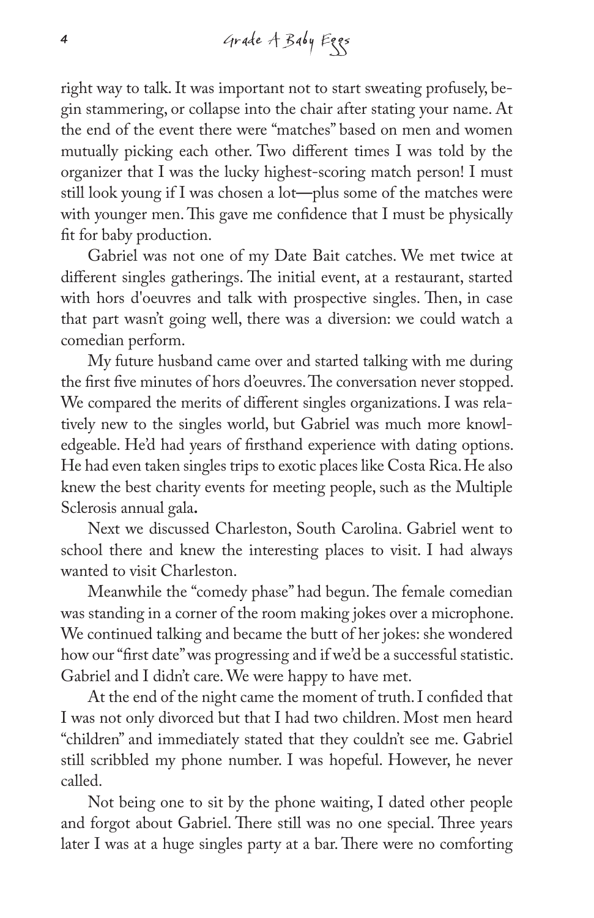right way to talk. It was important not to start sweating profusely, begin stammering, or collapse into the chair after stating your name. At the end of the event there were "matches" based on men and women mutually picking each other. Two different times I was told by the organizer that I was the lucky highest-scoring match person! I must still look young if I was chosen a lot—plus some of the matches were with younger men. This gave me confidence that I must be physically fit for baby production.

Gabriel was not one of my Date Bait catches. We met twice at different singles gatherings. The initial event, at a restaurant, started with hors d'oeuvres and talk with prospective singles. Then, in case that part wasn't going well, there was a diversion: we could watch a comedian perform.

My future husband came over and started talking with me during the first five minutes of hors d'oeuvres. The conversation never stopped. We compared the merits of different singles organizations. I was relatively new to the singles world, but Gabriel was much more knowledgeable. He'd had years of firsthand experience with dating options. He had even taken singles trips to exotic places like Costa Rica. He also knew the best charity events for meeting people, such as the Multiple Sclerosis annual gala.

Next we discussed Charleston, South Carolina. Gabriel went to school there and knew the interesting places to visit. I had always wanted to visit Charleston.

Meanwhile the "comedy phase" had begun. The female comedian was standing in a corner of the room making jokes over a microphone. We continued talking and became the butt of her jokes: she wondered how our "first date" was progressing and if we'd be a successful statistic. Gabriel and I didn't care. We were happy to have met.

At the end of the night came the moment of truth. I confided that I was not only divorced but that I had two children. Most men heard "children" and immediately stated that they couldn't see me. Gabriel still scribbled my phone number. I was hopeful. However, he never called.

Not being one to sit by the phone waiting, I dated other people and forgot about Gabriel. There still was no one special. Three years later I was at a huge singles party at a bar. There were no comforting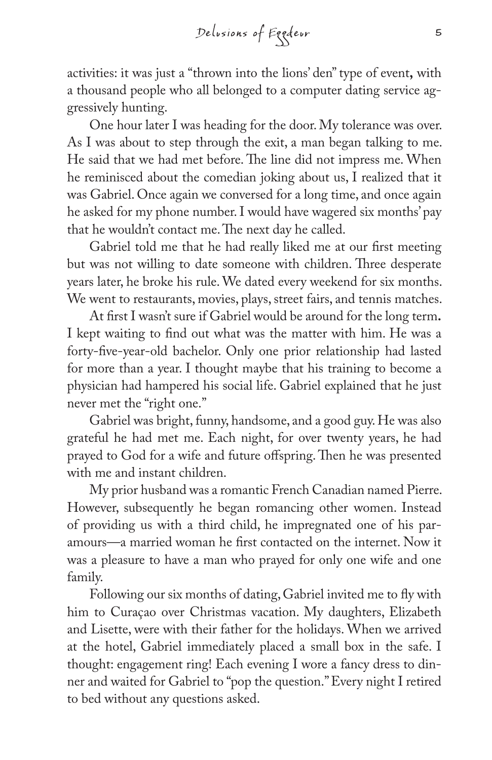activities: it was just a "thrown into the lions' den" type of event**,** with a thousand people who all belonged to a computer dating service aggressively hunting.

One hour later I was heading for the door. My tolerance was over. As I was about to step through the exit, a man began talking to me. He said that we had met before. The line did not impress me. When he reminisced about the comedian joking about us, I realized that it was Gabriel. Once again we conversed for a long time, and once again he asked for my phone number. I would have wagered six months' pay that he wouldn't contact me. The next day he called.

Gabriel told me that he had really liked me at our first meeting but was not willing to date someone with children. Three desperate years later, he broke his rule. We dated every weekend for six months. We went to restaurants, movies, plays, street fairs, and tennis matches.

At first I wasn't sure if Gabriel would be around for the long term**.** I kept waiting to find out what was the matter with him. He was a forty-five-year-old bachelor. Only one prior relationship had lasted for more than a year. I thought maybe that his training to become a physician had hampered his social life. Gabriel explained that he just never met the "right one."

Gabriel was bright, funny, handsome, and a good guy. He was also grateful he had met me. Each night, for over twenty years, he had prayed to God for a wife and future offspring. Then he was presented with me and instant children.

My prior husband was a romantic French Canadian named Pierre. However, subsequently he began romancing other women. Instead of providing us with a third child, he impregnated one of his paramours—a married woman he first contacted on the internet. Now it was a pleasure to have a man who prayed for only one wife and one family.

Following our six months of dating, Gabriel invited me to fly with him to Curaçao over Christmas vacation. My daughters, Elizabeth and Lisette, were with their father for the holidays. When we arrived at the hotel, Gabriel immediately placed a small box in the safe. I thought: engagement ring! Each evening I wore a fancy dress to dinner and waited for Gabriel to "pop the question." Every night I retired to bed without any questions asked.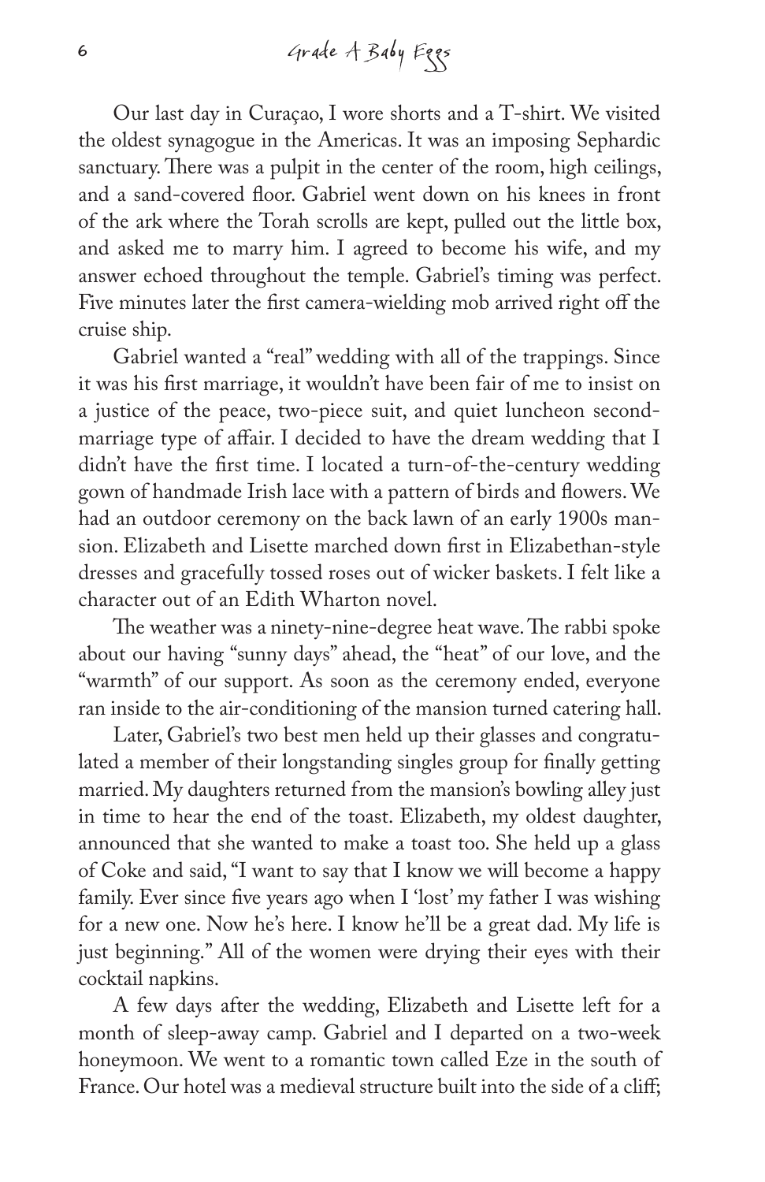Our last day in Curaçao, I wore shorts and a T-shirt. We visited the oldest synagogue in the Americas. It was an imposing Sephardic sanctuary. There was a pulpit in the center of the room, high ceilings, and a sand-covered floor. Gabriel went down on his knees in front of the ark where the Torah scrolls are kept, pulled out the little box, and asked me to marry him. I agreed to become his wife, and my answer echoed throughout the temple. Gabriel's timing was perfect. Five minutes later the first camera-wielding mob arrived right off the cruise ship.

Gabriel wanted a "real" wedding with all of the trappings. Since it was his first marriage, it wouldn't have been fair of me to insist on a justice of the peace, two-piece suit, and quiet luncheon second-marriage type of affair. I decided to have the dream wedding that I didn't have the first time. I located a turn-of-the-century wedding gown of handmade Irish lace with a pattern of birds and flowers. We had an outdoor ceremony on the back lawn of an early 1900s mansion. Elizabeth and Lisette marched down first in Elizabethan-style dresses and gracefully tossed roses out of wicker baskets. I felt like a character out of an Edith Wharton novel.

The weather was a ninety-nine-degree heat wave. The rabbi spoke about our having "sunny days" ahead, the "heat" of our love, and the "warmth" of our support. As soon as the ceremony ended, everyone ran inside to the air-conditioning of the mansion turned catering hall.

Later, Gabriel's two best men held up their glasses and congratulated a member of their longstanding singles group for finally getting married. My daughters returned from the mansion's bowling alley just in time to hear the end of the toast. Elizabeth, my oldest daughter, announced that she wanted to make a toast too. She held up a glass of Coke and said, "I want to say that I know we will become a happy family. Ever since five years ago when I 'lost' my father I was wishing for a new one. Now he's here. I know he'll be a great dad. My life is just beginning." All of the women were drying their eyes with their cocktail napkins.

A few days after the wedding, Elizabeth and Lisette left for a month of sleep-away camp. Gabriel and I departed on a two-week honeymoon. We went to a romantic town called Eze in the south of France. Our hotel was a medieval structure built into the side of a cliff;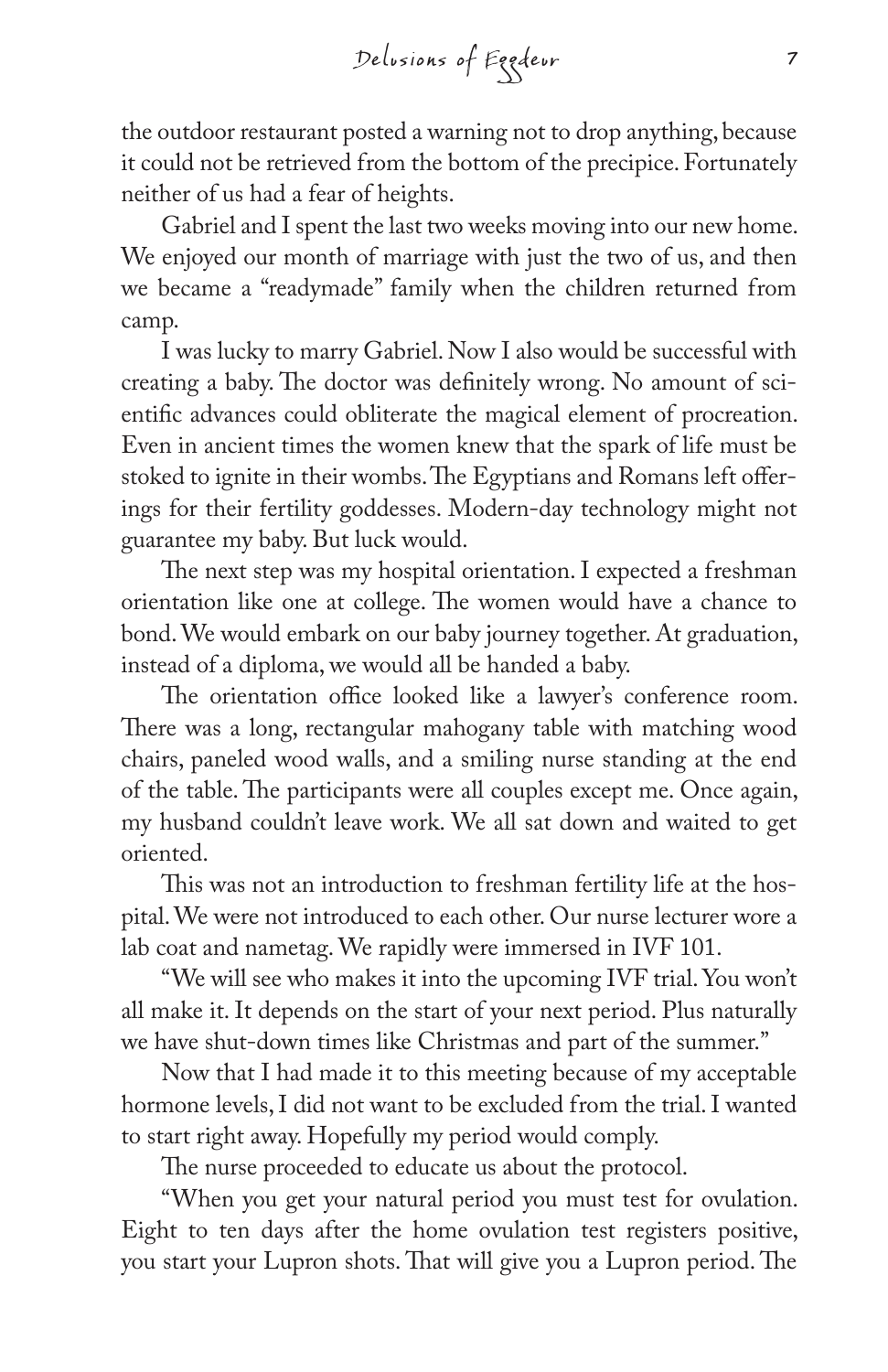the outdoor restaurant posted a warning not to drop anything, because it could not be retrieved from the bottom of the precipice. Fortunately neither of us had a fear of heights.

Gabriel and I spent the last two weeks moving into our new home. We enjoyed our month of marriage with just the two of us, and then we became a "readymade" family when the children returned from camp.

I was lucky to marry Gabriel. Now I also would be successful with creating a baby. The doctor was definitely wrong. No amount of scientific advances could obliterate the magical element of procreation. Even in ancient times the women knew that the spark of life must be stoked to ignite in their wombs. The Egyptians and Romans left offerings for their fertility goddesses. Modern-day technology might not guarantee my baby. But luck would.

The next step was my hospital orientation. I expected a freshman orientation like one at college. The women would have a chance to bond. We would embark on our baby journey together. At graduation, instead of a diploma, we would all be handed a baby.

The orientation office looked like a lawyer's conference room. There was a long, rectangular mahogany table with matching wood chairs, paneled wood walls, and a smiling nurse standing at the end of the table. The participants were all couples except me. Once again, my husband couldn't leave work. We all sat down and waited to get oriented.

This was not an introduction to freshman fertility life at the hospital. We were not introduced to each other. Our nurse lecturer wore a lab coat and nametag. We rapidly were immersed in IVF 101.

"We will see who makes it into the upcoming IVF trial. You won't all make it. It depends on the start of your next period. Plus naturally we have shut-down times like Christmas and part of the summer."

Now that I had made it to this meeting because of my acceptable hormone levels, I did not want to be excluded from the trial. I wanted to start right away. Hopefully my period would comply.

The nurse proceeded to educate us about the protocol.

"When you get your natural period you must test for ovulation. Eight to ten days after the home ovulation test registers positive, you start your Lupron shots. That will give you a Lupron period. The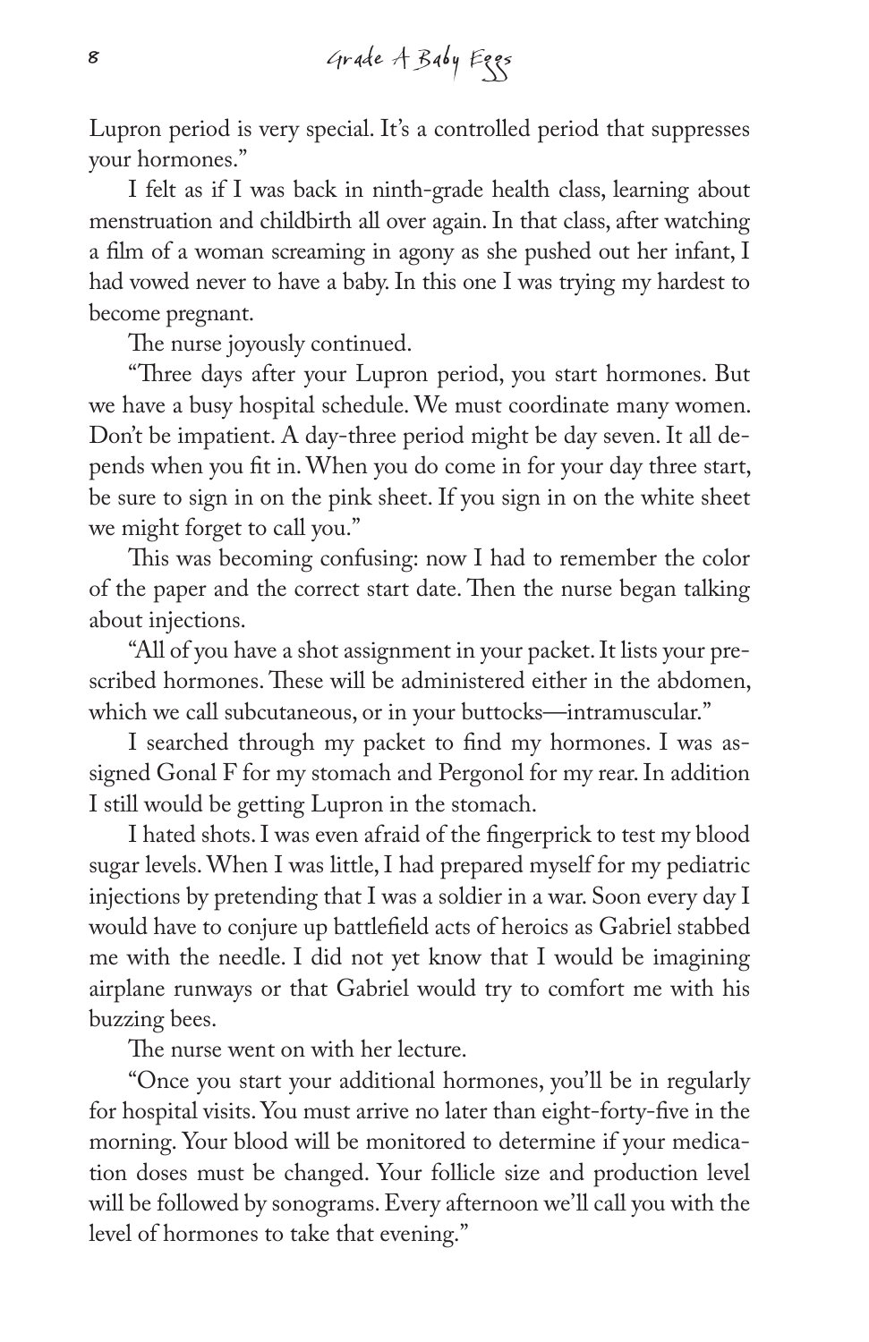Lupron period is very special. It's a controlled period that suppresses your hormones."

I felt as if I was back in ninth-grade health class, learning about menstruation and childbirth all over again. In that class, after watching a film of a woman screaming in agony as she pushed out her infant, I had vowed never to have a baby. In this one I was trying my hardest to become pregnant.

The nurse joyously continued.

"Three days after your Lupron period, you start hormones. But we have a busy hospital schedule. We must coordinate many women. Don't be impatient. A day-three period might be day seven. It all depends when you fit in. When you do come in for your day three start, be sure to sign in on the pink sheet. If you sign in on the white sheet we might forget to call you."

This was becoming confusing: now I had to remember the color of the paper and the correct start date. Then the nurse began talking about injections.

"All of you have a shot assignment in your packet. It lists your prescribed hormones. These will be administered either in the abdomen, which we call subcutaneous, or in your buttocks—intramuscular."

I searched through my packet to find my hormones. I was assigned Gonal F for my stomach and Pergonol for my rear. In addition I still would be getting Lupron in the stomach.

I hated shots. I was even afraid of the fingerprick to test my blood sugar levels. When I was little, I had prepared myself for my pediatric injections by pretending that I was a soldier in a war. Soon every day I would have to conjure up battlefield acts of heroics as Gabriel stabbed me with the needle. I did not yet know that I would be imagining airplane runways or that Gabriel would try to comfort me with his buzzing bees.

The nurse went on with her lecture.

"Once you start your additional hormones, you'll be in regularly for hospital visits. You must arrive no later than eight-forty-five in the morning. Your blood will be monitored to determine if your medication doses must be changed. Your follicle size and production level will be followed by sonograms. Every afternoon we'll call you with the level of hormones to take that evening."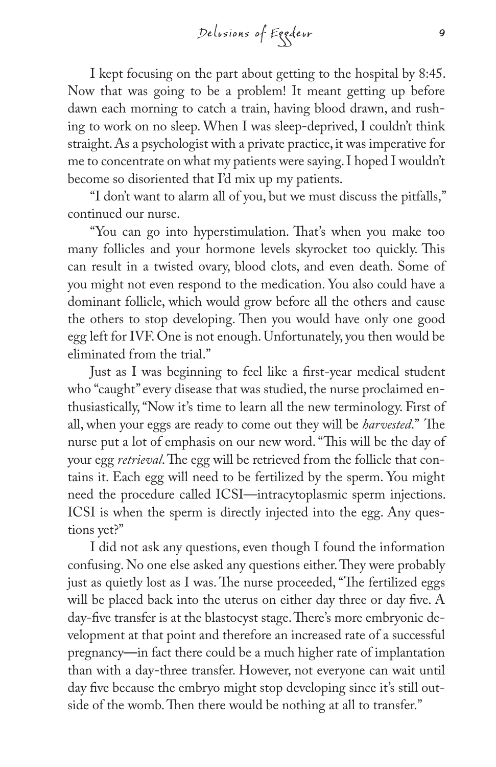I kept focusing on the part about getting to the hospital by 8:45. Now that was going to be a problem! It meant getting up before dawn each morning to catch a train, having blood drawn, and rushing to work on no sleep. When I was sleep-deprived, I couldn't think straight. As a psychologist with a private practice, it was imperative for me to concentrate on what my patients were saying. I hoped I wouldn't become so disoriented that I'd mix up my patients.

"I don't want to alarm all of you, but we must discuss the pitfalls," continued our nurse.

"You can go into hyperstimulation. That's when you make too many follicles and your hormone levels skyrocket too quickly. This can result in a twisted ovary, blood clots, and even death. Some of you might not even respond to the medication. You also could have a dominant follicle, which would grow before all the others and cause the others to stop developing. Then you would have only one good egg left for IVF. One is not enough. Unfortunately, you then would be eliminated from the trial."

Just as I was beginning to feel like a first-year medical student who "caught" every disease that was studied, the nurse proclaimed enthusiastically, "Now it's time to learn all the new terminology. First of all, when your eggs are ready to come out they will be *harvested*." The nurse put a lot of emphasis on our new word. "This will be the day of your egg *retrieval*. The egg will be retrieved from the follicle that contains it. Each egg will need to be fertilized by the sperm. You might need the procedure called ICSI—intracytoplasmic sperm injections. ICSI is when the sperm is directly injected into the egg. Any questions yet?"

I did not ask any questions, even though I found the information confusing. No one else asked any questions either. They were probably just as quietly lost as I was. The nurse proceeded, "The fertilized eggs will be placed back into the uterus on either day three or day five. A day-five transfer is at the blastocyst stage. There's more embryonic development at that point and therefore an increased rate of a successful pregnancy—in fact there could be a much higher rate of implantation than with a day-three transfer. However, not everyone can wait until day five because the embryo might stop developing since it's still outside of the womb. Then there would be nothing at all to transfer."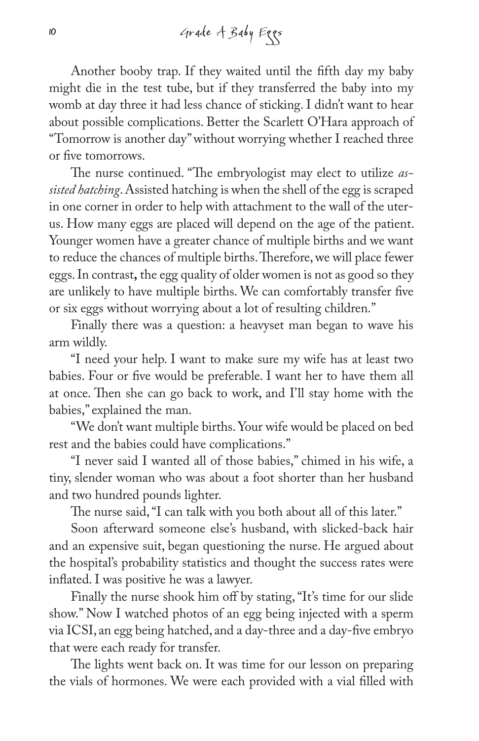Another booby trap. If they waited until the fifth day my baby might die in the test tube, but if they transferred the baby into my womb at day three it had less chance of sticking. I didn't want to hear about possible complications. Better the Scarlett O'Hara approach of "Tomorrow is another day" without worrying whether I reached three or five tomorrows.

The nurse continued. "The embryologist may elect to utilize *assisted hatching*. Assisted hatching is when the shell of the egg is scraped in one corner in order to help with attachment to the wall of the uterus. How many eggs are placed will depend on the age of the patient. Younger women have a greater chance of multiple births and we want to reduce the chances of multiple births. Therefore, we will place fewer eggs. In contrast**,** the egg quality of older women is not as good so they are unlikely to have multiple births. We can comfortably transfer five or six eggs without worrying about a lot of resulting children."

Finally there was a question: a heavyset man began to wave his arm wildly.

"I need your help. I want to make sure my wife has at least two babies. Four or five would be preferable. I want her to have them all at once. Then she can go back to work, and I'll stay home with the babies," explained the man.

"We don't want multiple births. Your wife would be placed on bed rest and the babies could have complications."

"I never said I wanted all of those babies," chimed in his wife, a tiny, slender woman who was about a foot shorter than her husband and two hundred pounds lighter.

The nurse said, "I can talk with you both about all of this later."

Soon afterward someone else's husband, with slicked-back hair and an expensive suit, began questioning the nurse. He argued about the hospital's probability statistics and thought the success rates were inflated. I was positive he was a lawyer.

Finally the nurse shook him off by stating, "It's time for our slide show." Now I watched photos of an egg being injected with a sperm via ICSI, an egg being hatched, and a day-three and a day-five embryo that were each ready for transfer.

The lights went back on. It was time for our lesson on preparing the vials of hormones. We were each provided with a vial filled with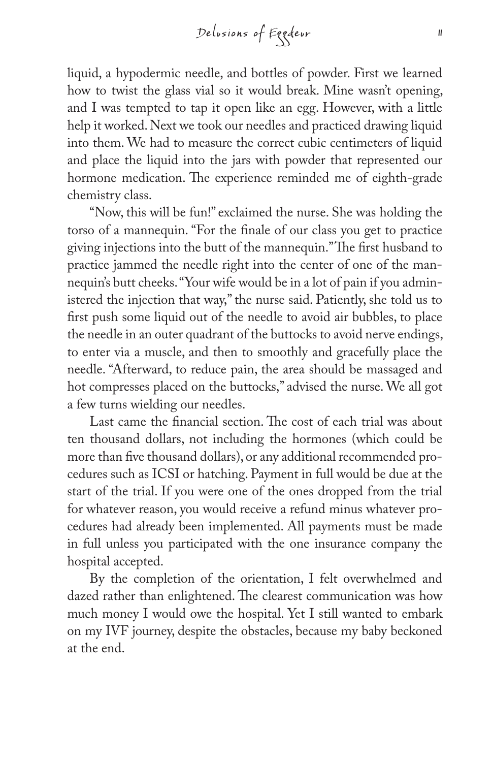liquid, a hypodermic needle, and bottles of powder. First we learned how to twist the glass vial so it would break. Mine wasn't opening, and I was tempted to tap it open like an egg. However, with a little help it worked. Next we took our needles and practiced drawing liquid into them. We had to measure the correct cubic centimeters of liquid and place the liquid into the jars with powder that represented our hormone medication. The experience reminded me of eighth-grade chemistry class.

"Now, this will be fun!" exclaimed the nurse. She was holding the torso of a mannequin. "For the finale of our class you get to practice giving injections into the butt of the mannequin." The first husband to practice jammed the needle right into the center of one of the mannequin's butt cheeks. "Your wife would be in a lot of pain if you administered the injection that way," the nurse said. Patiently, she told us to first push some liquid out of the needle to avoid air bubbles, to place the needle in an outer quadrant of the buttocks to avoid nerve endings, to enter via a muscle, and then to smoothly and gracefully place the needle. "Afterward, to reduce pain, the area should be massaged and hot compresses placed on the buttocks," advised the nurse. We all got a few turns wielding our needles.

Last came the financial section. The cost of each trial was about ten thousand dollars, not including the hormones (which could be more than five thousand dollars), or any additional recommended procedures such as ICSI or hatching. Payment in full would be due at the start of the trial. If you were one of the ones dropped from the trial for whatever reason, you would receive a refund minus whatever procedures had already been implemented. All payments must be made in full unless you participated with the one insurance company the hospital accepted.

By the completion of the orientation, I felt overwhelmed and dazed rather than enlightened. The clearest communication was how much money I would owe the hospital. Yet I still wanted to embark on my IVF journey, despite the obstacles, because my baby beckoned at the end.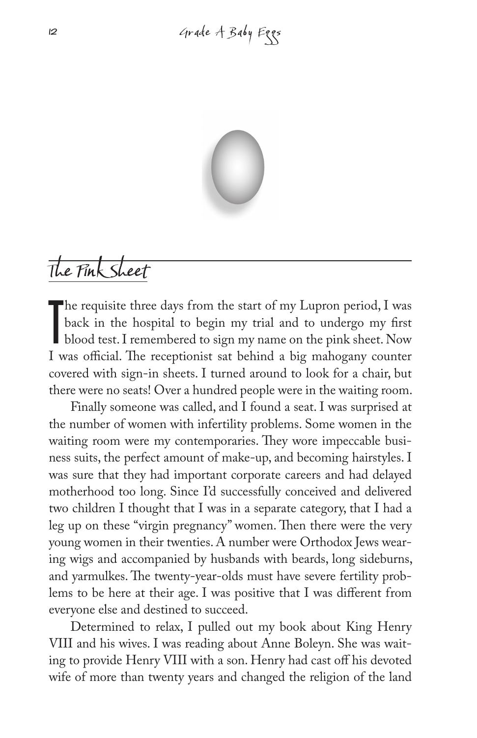## The Pink Sheet

The requisite three days from the start of my Lupron period, I was back in the hospital to begin my trial and to undergo my first blood test. I remembered to sign my name on the pink sheet. Now I was official. The receptionist sat behind a big mahogany counter covered with sign-in sheets. I turned around to look for a chair, but there were no seats! Over a hundred people were in the waiting room.

Finally someone was called, and I found a seat. I was surprised at the number of women with infertility problems. Some women in the waiting room were my contemporaries. They wore impeccable business suits, the perfect amount of make-up, and becoming hairstyles. I was sure that they had important corporate careers and had delayed motherhood too long. Since I'd successfully conceived and delivered two children I thought that I was in a separate category, that I had a leg up on these "virgin pregnancy" women. Then there were the very young women in their twenties. A number were Orthodox Jews wearing wigs and accompanied by husbands with beards, long sideburns, and yarmulkes. The twenty-year-olds must have severe fertility problems to be here at their age. I was positive that I was different from everyone else and destined to succeed.

Determined to relax, I pulled out my book about King Henry VIII and his wives. I was reading about Anne Boleyn. She was waiting to provide Henry VIII with a son. Henry had cast off his devoted wife of more than twenty years and changed the religion of the land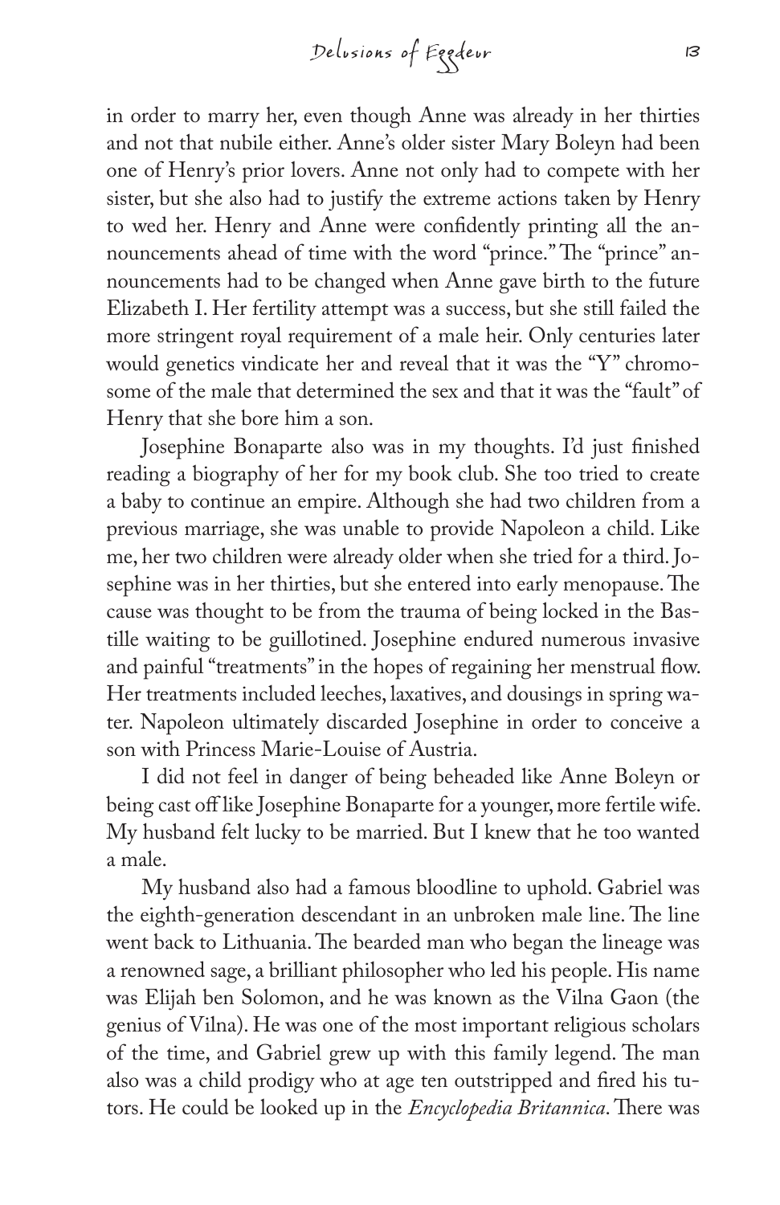in order to marry her, even though Anne was already in her thirties and not that nubile either. Anne's older sister Mary Boleyn had been one of Henry's prior lovers. Anne not only had to compete with her sister, but she also had to justify the extreme actions taken by Henry to wed her. Henry and Anne were confidently printing all the announcements ahead of time with the word "prince." The "prince" announcements had to be changed when Anne gave birth to the future Elizabeth I. Her fertility attempt was a success, but she still failed the more stringent royal requirement of a male heir. Only centuries later would genetics vindicate her and reveal that it was the "Y" chromosome of the male that determined the sex and that it was the "fault" of Henry that she bore him a son.

Josephine Bonaparte also was in my thoughts. I'd just finished reading a biography of her for my book club. She too tried to create a baby to continue an empire. Although she had two children from a previous marriage, she was unable to provide Napoleon a child. Like me, her two children were already older when she tried for a third. Josephine was in her thirties, but she entered into early menopause. The cause was thought to be from the trauma of being locked in the Bastille waiting to be guillotined. Josephine endured numerous invasive and painful "treatments" in the hopes of regaining her menstrual flow. Her treatments included leeches, laxatives, and dousings in spring water. Napoleon ultimately discarded Josephine in order to conceive a son with Princess Marie-Louise of Austria.

I did not feel in danger of being beheaded like Anne Boleyn or being cast off like Josephine Bonaparte for a younger, more fertile wife. My husband felt lucky to be married. But I knew that he too wanted a male.

My husband also had a famous bloodline to uphold. Gabriel was the eighth-generation descendant in an unbroken male line. The line went back to Lithuania. The bearded man who began the lineage was a renowned sage, a brilliant philosopher who led his people. His name was Elijah ben Solomon, and he was known as the Vilna Gaon (the genius of Vilna). He was one of the most important religious scholars of the time, and Gabriel grew up with this family legend. The man also was a child prodigy who at age ten outstripped and fired his tutors. He could be looked up in the *Encyclopedia Britannica*. There was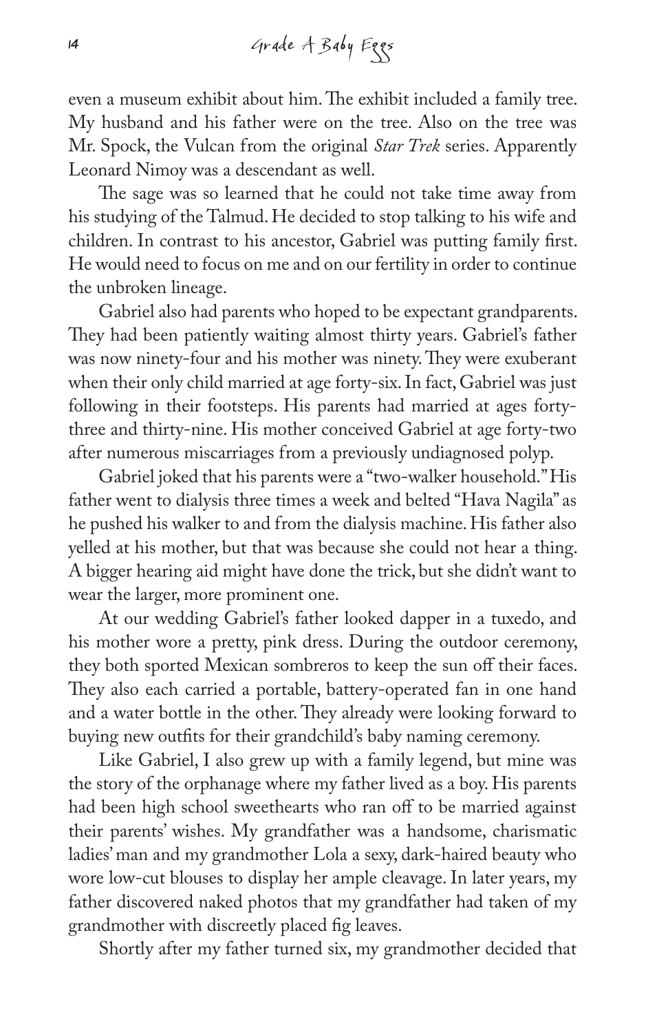even a museum exhibit about him. The exhibit included a family tree. My husband and his father were on the tree. Also on the tree was Mr. Spock, the Vulcan from the original *Star Trek* series. Apparently Leonard Nimoy was a descendant as well.

The sage was so learned that he could not take time away from his studying of the Talmud. He decided to stop talking to his wife and children. In contrast to his ancestor, Gabriel was putting family first. He would need to focus on me and on our fertility in order to continue the unbroken lineage.

Gabriel also had parents who hoped to be expectant grandparents. They had been patiently waiting almost thirty years. Gabriel's father was now ninety-four and his mother was ninety. They were exuberant when their only child married at age forty-six. In fact, Gabriel was just following in their footsteps. His parents had married at ages forty-three and thirty-nine. His mother conceived Gabriel at age forty-two after numerous miscarriages from a previously undiagnosed polyp.

Gabriel joked that his parents were a "two-walker household." His father went to dialysis three times a week and belted "Hava Nagila" as he pushed his walker to and from the dialysis machine. His father also yelled at his mother, but that was because she could not hear a thing. A bigger hearing aid might have done the trick, but she didn't want to wear the larger, more prominent one.

At our wedding Gabriel's father looked dapper in a tuxedo, and his mother wore a pretty, pink dress. During the outdoor ceremony, they both sported Mexican sombreros to keep the sun off their faces. They also each carried a portable, battery-operated fan in one hand and a water bottle in the other. They already were looking forward to buying new outfits for their grandchild's baby naming ceremony.

Like Gabriel, I also grew up with a family legend, but mine was the story of the orphanage where my father lived as a boy. His parents had been high school sweethearts who ran off to be married against their parents' wishes. My grandfather was a handsome, charismatic ladies' man and my grandmother Lola a sexy, dark-haired beauty who wore low-cut blouses to display her ample cleavage. In later years, my father discovered naked photos that my grandfather had taken of my grandmother with discreetly placed fig leaves.

Shortly after my father turned six, my grandmother decided that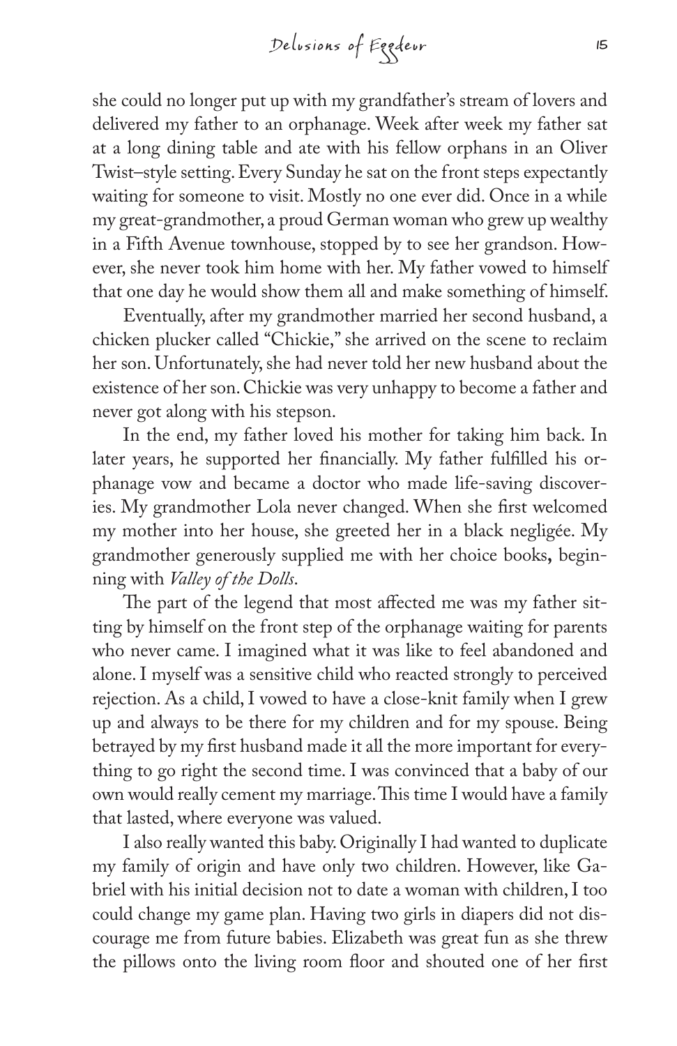she could no longer put up with my grandfather's stream of lovers and delivered my father to an orphanage. Week after week my father sat at a long dining table and ate with his fellow orphans in an Oliver Twist–style setting. Every Sunday he sat on the front steps expectantly waiting for someone to visit. Mostly no one ever did. Once in a while my great-grandmother, a proud German woman who grew up wealthy in a Fifth Avenue townhouse, stopped by to see her grandson. However, she never took him home with her. My father vowed to himself that one day he would show them all and make something of himself.

Eventually, after my grandmother married her second husband, a chicken plucker called "Chickie," she arrived on the scene to reclaim her son. Unfortunately, she had never told her new husband about the existence of her son. Chickie was very unhappy to become a father and never got along with his stepson.

In the end, my father loved his mother for taking him back. In later years, he supported her financially. My father fulfilled his orphanage vow and became a doctor who made life-saving discoveries. My grandmother Lola never changed. When she first welcomed my mother into her house, she greeted her in a black negligée. My grandmother generously supplied me with her choice books, beginning with *Valley of the Dolls*.

The part of the legend that most affected me was my father sitting by himself on the front step of the orphanage waiting for parents who never came. I imagined what it was like to feel abandoned and alone. I myself was a sensitive child who reacted strongly to perceived rejection. As a child, I vowed to have a close-knit family when I grew up and always to be there for my children and for my spouse. Being betrayed by my first husband made it all the more important for everything to go right the second time. I was convinced that a baby of our own would really cement my marriage. This time I would have a family that lasted, where everyone was valued.

I also really wanted this baby. Originally I had wanted to duplicate my family of origin and have only two children. However, like Gabriel with his initial decision not to date a woman with children, I too could change my game plan. Having two girls in diapers did not discourage me from future babies. Elizabeth was great fun as she threw the pillows onto the living room floor and shouted one of her first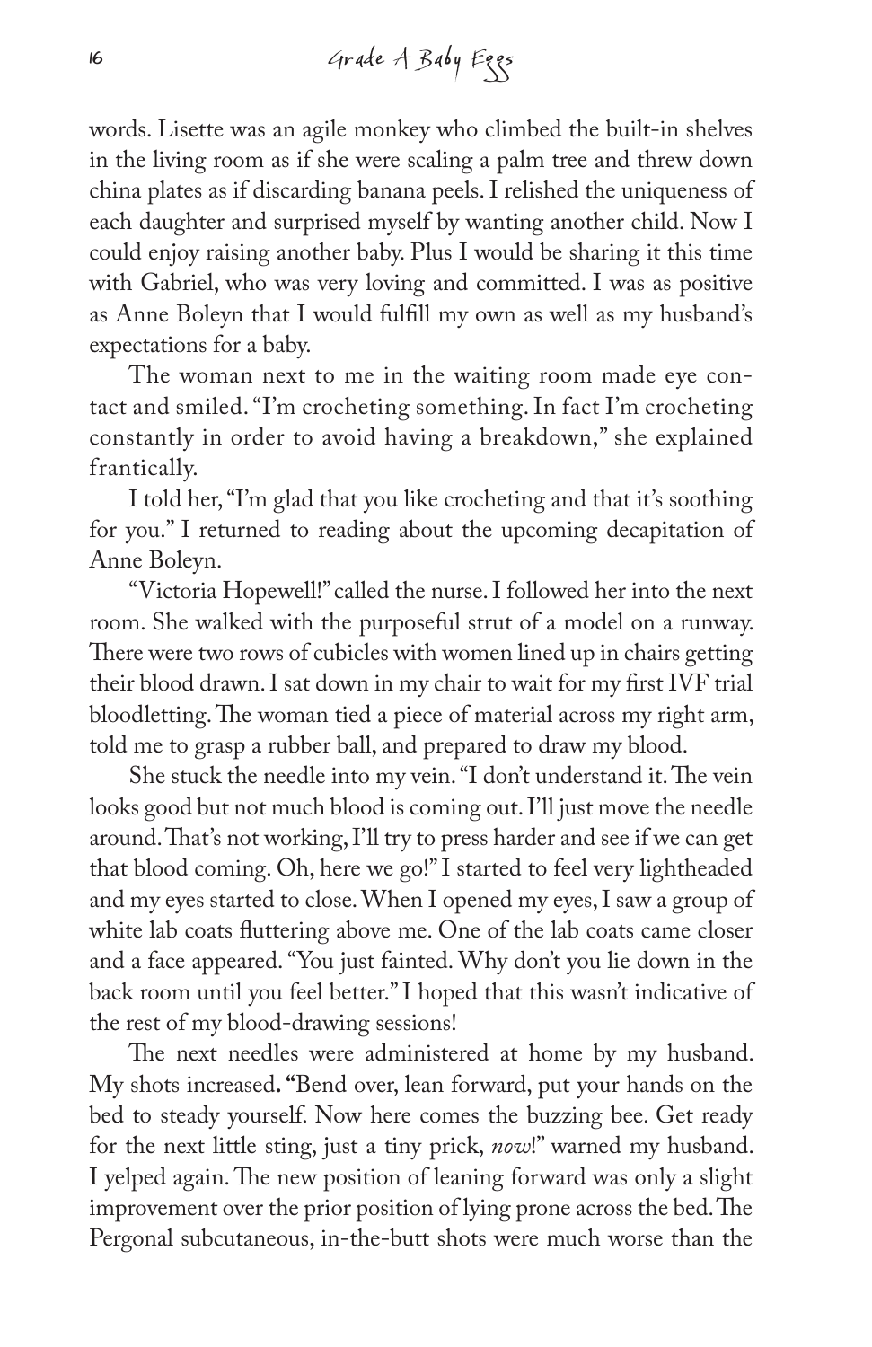words. Lisette was an agile monkey who climbed the built-in shelves in the living room as if she were scaling a palm tree and threw down china plates as if discarding banana peels. I relished the uniqueness of each daughter and surprised myself by wanting another child. Now I could enjoy raising another baby. Plus I would be sharing it this time with Gabriel, who was very loving and committed. I was as positive as Anne Boleyn that I would fulfill my own as well as my husband's expectations for a baby.

The woman next to me in the waiting room made eye contact and smiled. "I'm crocheting something. In fact I'm crocheting constantly in order to avoid having a breakdown," she explained frantically.

I told her, "I'm glad that you like crocheting and that it's soothing for you." I returned to reading about the upcoming decapitation of Anne Boleyn.

"Victoria Hopewell!" called the nurse. I followed her into the next room. She walked with the purposeful strut of a model on a runway. There were two rows of cubicles with women lined up in chairs getting their blood drawn. I sat down in my chair to wait for my first IVF trial bloodletting. The woman tied a piece of material across my right arm, told me to grasp a rubber ball, and prepared to draw my blood.

She stuck the needle into my vein. "I don't understand it. The vein looks good but not much blood is coming out. I'll just move the needle around. That's not working, I'll try to press harder and see if we can get that blood coming. Oh, here we go!" I started to feel very lightheaded and my eyes started to close. When I opened my eyes, I saw a group of white lab coats fluttering above me. One of the lab coats came closer and a face appeared. "You just fainted. Why don't you lie down in the back room until you feel better." I hoped that this wasn't indicative of the rest of my blood-drawing sessions!

The next needles were administered at home by my husband. My shots increased**.** "Bend over, lean forward, put your hands on the bed to steady yourself. Now here comes the buzzing bee. Get ready for the next little sting, just a tiny prick, *now*!" warned my husband. I yelped again. The new position of leaning forward was only a slight improvement over the prior position of lying prone across the bed. The Pergonal subcutaneous, in-the-butt shots were much worse than the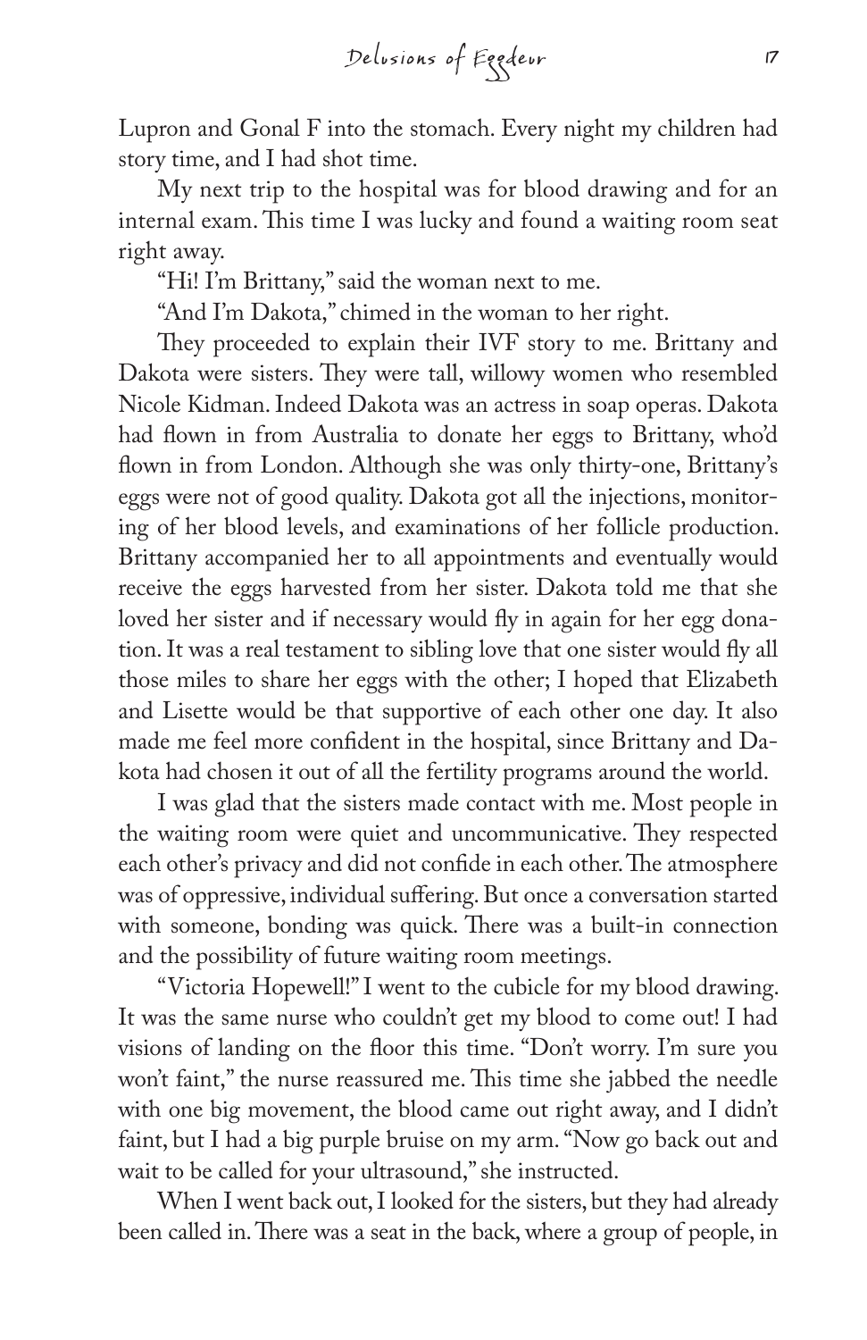Lupron and Gonal F into the stomach. Every night my children had story time, and I had shot time.

My next trip to the hospital was for blood drawing and for an internal exam. This time I was lucky and found a waiting room seat right away.

"Hi! I'm Brittany," said the woman next to me.

"And I'm Dakota," chimed in the woman to her right.

They proceeded to explain their IVF story to me. Brittany and Dakota were sisters. They were tall, willowy women who resembled Nicole Kidman. Indeed Dakota was an actress in soap operas. Dakota had flown in from Australia to donate her eggs to Brittany, who'd flown in from London. Although she was only thirty-one, Brittany's eggs were not of good quality. Dakota got all the injections, monitoring of her blood levels, and examinations of her follicle production. Brittany accompanied her to all appointments and eventually would receive the eggs harvested from her sister. Dakota told me that she loved her sister and if necessary would fly in again for her egg donation. It was a real testament to sibling love that one sister would fly all those miles to share her eggs with the other; I hoped that Elizabeth and Lisette would be that supportive of each other one day. It also made me feel more confident in the hospital, since Brittany and Dakota had chosen it out of all the fertility programs around the world.

I was glad that the sisters made contact with me. Most people in the waiting room were quiet and uncommunicative. They respected each other's privacy and did not confide in each other. The atmosphere was of oppressive, individual suffering. But once a conversation started with someone, bonding was quick. There was a built-in connection and the possibility of future waiting room meetings.

"Victoria Hopewell!" I went to the cubicle for my blood drawing. It was the same nurse who couldn't get my blood to come out! I had visions of landing on the floor this time. "Don't worry. I'm sure you won't faint," the nurse reassured me. This time she jabbed the needle with one big movement, the blood came out right away, and I didn't faint, but I had a big purple bruise on my arm. "Now go back out and wait to be called for your ultrasound," she instructed.

When I went back out, I looked for the sisters, but they had already been called in. There was a seat in the back, where a group of people, in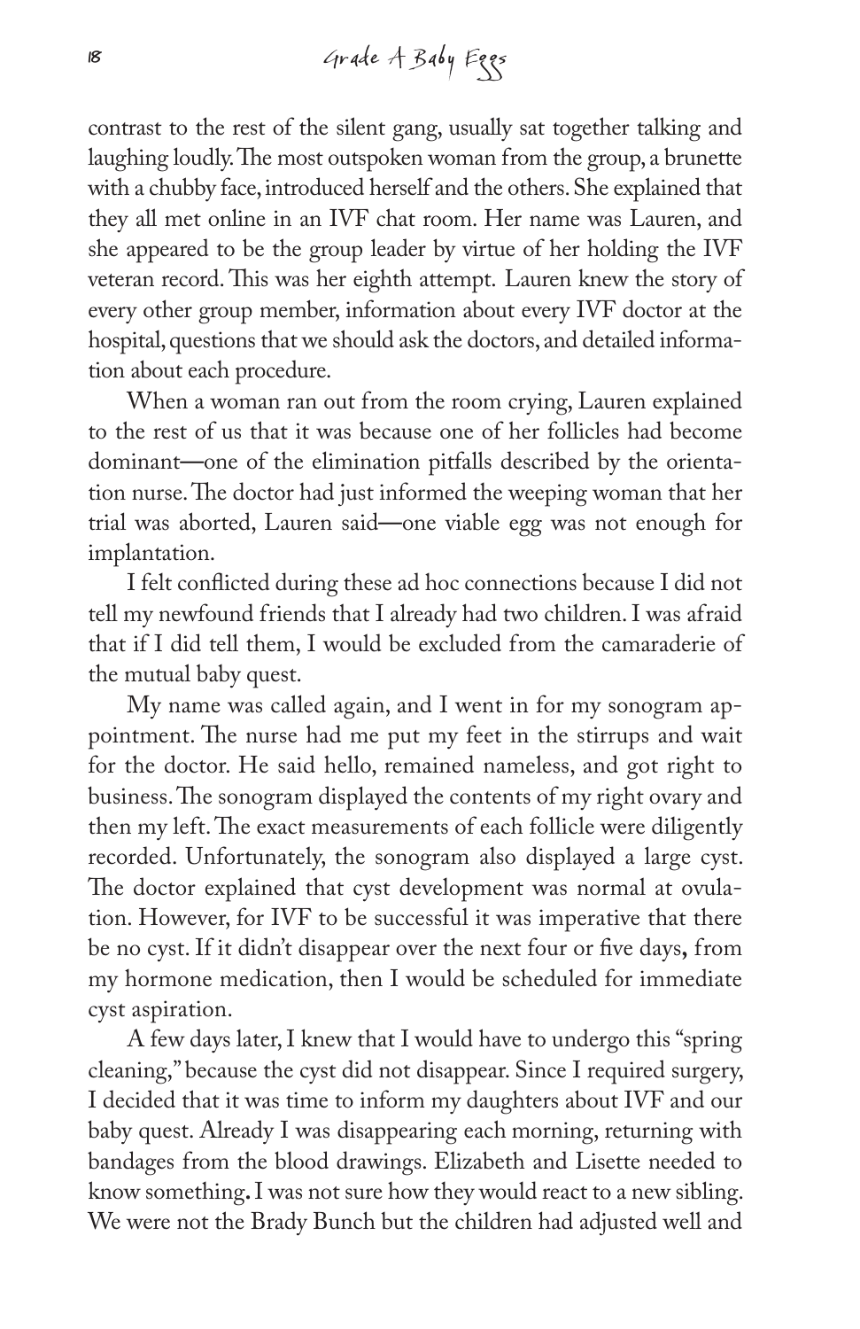contrast to the rest of the silent gang, usually sat together talking and laughing loudly. The most outspoken woman from the group, a brunette with a chubby face, introduced herself and the others. She explained that they all met online in an IVF chat room. Her name was Lauren, and she appeared to be the group leader by virtue of her holding the IVF veteran record. This was her eighth attempt. Lauren knew the story of every other group member, information about every IVF doctor at the hospital, questions that we should ask the doctors, and detailed information about each procedure.

When a woman ran out from the room crying, Lauren explained to the rest of us that it was because one of her follicles had become dominant—one of the elimination pitfalls described by the orientation nurse. The doctor had just informed the weeping woman that her trial was aborted, Lauren said—one viable egg was not enough for implantation.

I felt conflicted during these ad hoc connections because I did not tell my newfound friends that I already had two children. I was afraid that if I did tell them, I would be excluded from the camaraderie of the mutual baby quest.

My name was called again, and I went in for my sonogram appointment. The nurse had me put my feet in the stirrups and wait for the doctor. He said hello, remained nameless, and got right to business. The sonogram displayed the contents of my right ovary and then my left. The exact measurements of each follicle were diligently recorded. Unfortunately, the sonogram also displayed a large cyst. The doctor explained that cyst development was normal at ovulation. However, for IVF to be successful it was imperative that there be no cyst. If it didn't disappear over the next four or five days, from my hormone medication, then I would be scheduled for immediate cyst aspiration.

A few days later, I knew that I would have to undergo this "spring cleaning," because the cyst did not disappear. Since I required surgery, I decided that it was time to inform my daughters about IVF and our baby quest. Already I was disappearing each morning, returning with bandages from the blood drawings. Elizabeth and Lisette needed to know something. I was not sure how they would react to a new sibling. We were not the Brady Bunch but the children had adjusted well and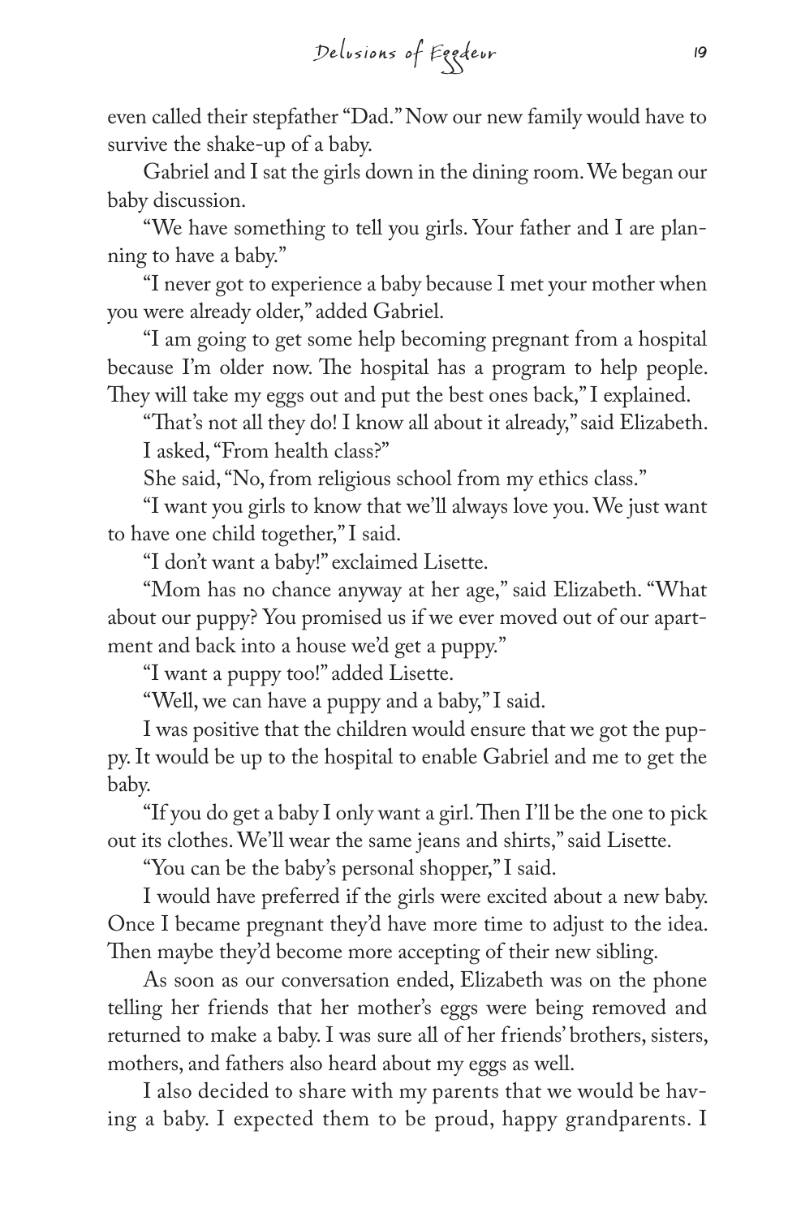even called their stepfather "Dad." Now our new family would have to survive the shake-up of a baby.

Gabriel and I sat the girls down in the dining room. We began our baby discussion.

"We have something to tell you girls. Your father and I are planning to have a baby."

"I never got to experience a baby because I met your mother when you were already older," added Gabriel.

"I am going to get some help becoming pregnant from a hospital because I'm older now. The hospital has a program to help people. They will take my eggs out and put the best ones back," I explained.

"That's not all they do! I know all about it already," said Elizabeth.

I asked, "From health class?"

She said, "No, from religious school from my ethics class."

"I want you girls to know that we'll always love you. We just want to have one child together," I said.

"I don't want a baby!" exclaimed Lisette.

"Mom has no chance anyway at her age," said Elizabeth. "What about our puppy? You promised us if we ever moved out of our apartment and back into a house we'd get a puppy."

"I want a puppy too!" added Lisette.

"Well, we can have a puppy and a baby," I said.

I was positive that the children would ensure that we got the puppy. It would be up to the hospital to enable Gabriel and me to get the baby.

"If you do get a baby I only want a girl. Then I'll be the one to pick out its clothes. We'll wear the same jeans and shirts," said Lisette.

"You can be the baby's personal shopper," I said.

I would have preferred if the girls were excited about a new baby. Once I became pregnant they'd have more time to adjust to the idea. Then maybe they'd become more accepting of their new sibling.

As soon as our conversation ended, Elizabeth was on the phone telling her friends that her mother's eggs were being removed and returned to make a baby. I was sure all of her friends' brothers, sisters, mothers, and fathers also heard about my eggs as well.

I also decided to share with my parents that we would be having a baby. I expected them to be proud, happy grandparents. I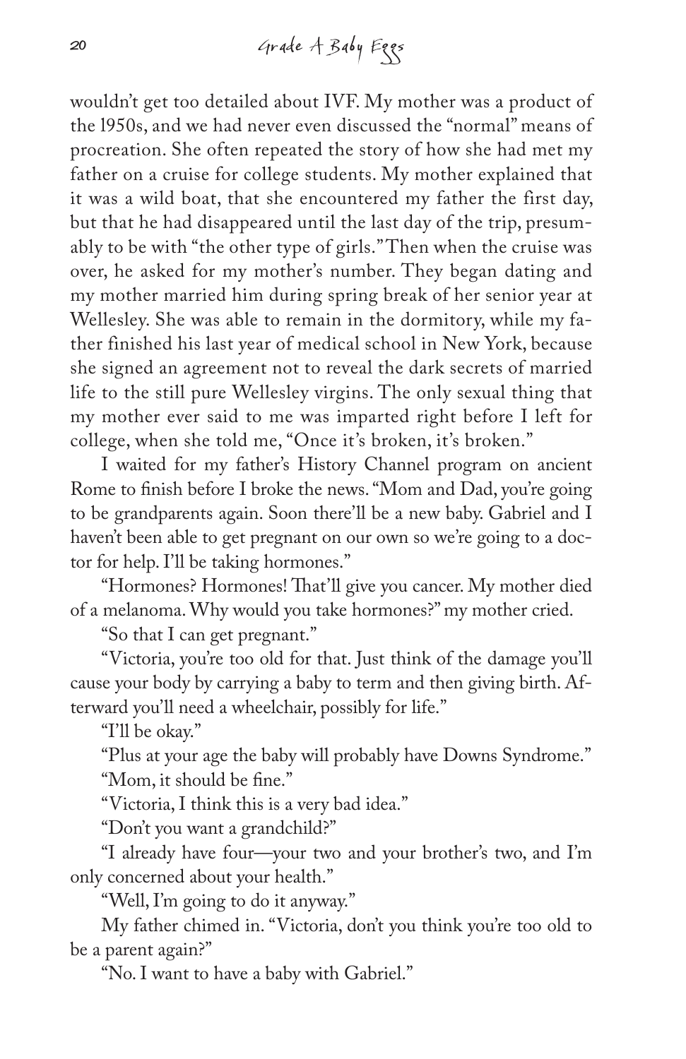wouldn't get too detailed about IVF. My mother was a product of the 1950s, and we had never even discussed the "normal" means of procreation. She often repeated the story of how she had met my father on a cruise for college students. My mother explained that it was a wild boat, that she encountered my father the first day, but that he had disappeared until the last day of the trip, presumably to be with "the other type of girls." Then when the cruise was over, he asked for my mother's number. They began dating and my mother married him during spring break of her senior year at Wellesley. She was able to remain in the dormitory, while my father finished his last year of medical school in New York, because she signed an agreement not to reveal the dark secrets of married life to the still pure Wellesley virgins. The only sexual thing that my mother ever said to me was imparted right before I left for college, when she told me, "Once it's broken, it's broken."

I waited for my father's History Channel program on ancient Rome to finish before I broke the news. "Mom and Dad, you're going to be grandparents again. Soon there'll be a new baby. Gabriel and I haven't been able to get pregnant on our own so we're going to a doctor for help. I'll be taking hormones."

"Hormones? Hormones! That'll give you cancer. My mother died of a melanoma. Why would you take hormones?" my mother cried.

"So that I can get pregnant."

"Victoria, you're too old for that. Just think of the damage you'll cause your body by carrying a baby to term and then giving birth. Afterward you'll need a wheelchair, possibly for life."

"I'll be okay."

"Plus at your age the baby will probably have Downs Syndrome."

"Mom, it should be fine."

"Victoria, I think this is a very bad idea."

"Don't you want a grandchild?"

"I already have four—your two and your brother's two, and I'm only concerned about your health."

"Well, I'm going to do it anyway."

My father chimed in. "Victoria, don't you think you're too old to be a parent again?"

"No. I want to have a baby with Gabriel."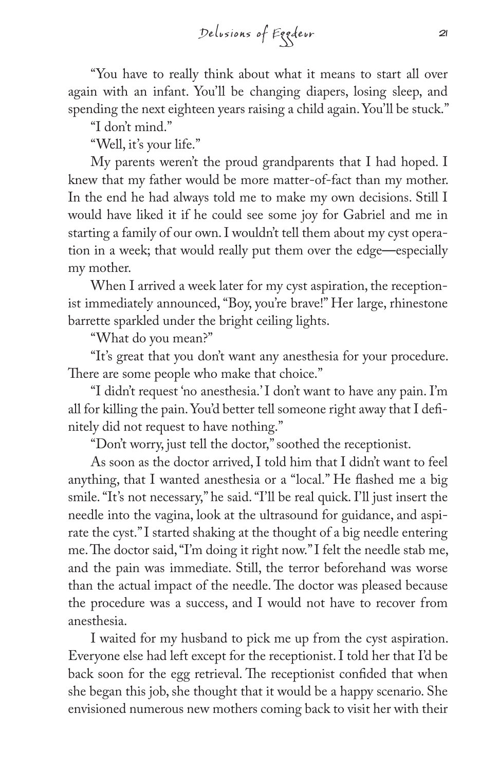"You have to really think about what it means to start all over again with an infant. You'll be changing diapers, losing sleep, and spending the next eighteen years raising a child again. You'll be stuck."

"I don't mind."

"Well, it's your life."

My parents weren't the proud grandparents that I had hoped. I knew that my father would be more matter-of-fact than my mother. In the end he had always told me to make my own decisions. Still I would have liked it if he could see some joy for Gabriel and me in starting a family of our own. I wouldn't tell them about my cyst operation in a week; that would really put them over the edge—especially my mother.

When I arrived a week later for my cyst aspiration, the receptionist immediately announced, "Boy, you're brave!" Her large, rhinestone barrette sparkled under the bright ceiling lights.

"What do you mean?"

"It's great that you don't want any anesthesia for your procedure. There are some people who make that choice."

"I didn't request 'no anesthesia.' I don't want to have any pain. I'm all for killing the pain. You'd better tell someone right away that I definitely did not request to have nothing."

"Don't worry, just tell the doctor," soothed the receptionist.

As soon as the doctor arrived, I told him that I didn't want to feel anything, that I wanted anesthesia or a "local." He flashed me a big smile. "It's not necessary," he said. "I'll be real quick. I'll just insert the needle into the vagina, look at the ultrasound for guidance, and aspirate the cyst." I started shaking at the thought of a big needle entering me. The doctor said, "I'm doing it right now." I felt the needle stab me, and the pain was immediate. Still, the terror beforehand was worse than the actual impact of the needle. The doctor was pleased because the procedure was a success, and I would not have to recover from anesthesia.

I waited for my husband to pick me up from the cyst aspiration. Everyone else had left except for the receptionist. I told her that I'd be back soon for the egg retrieval. The receptionist confided that when she began this job, she thought that it would be a happy scenario. She envisioned numerous new mothers coming back to visit her with their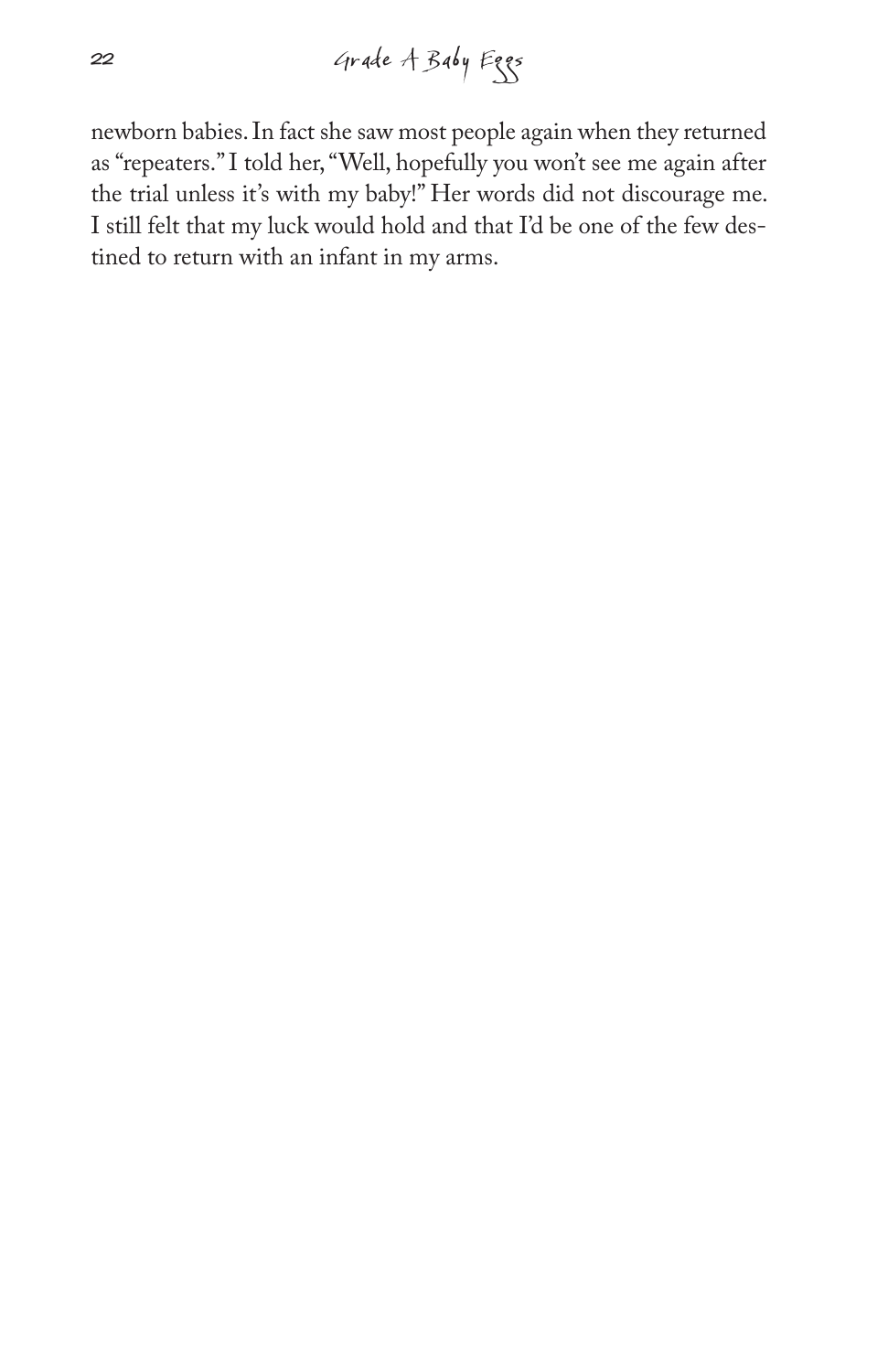newborn babies. In fact she saw most people again when they returned as "repeaters." I told her, "Well, hopefully you won't see me again after the trial unless it's with my baby!" Her words did not discourage me. I still felt that my luck would hold and that I'd be one of the few destined to return with an infant in my arms.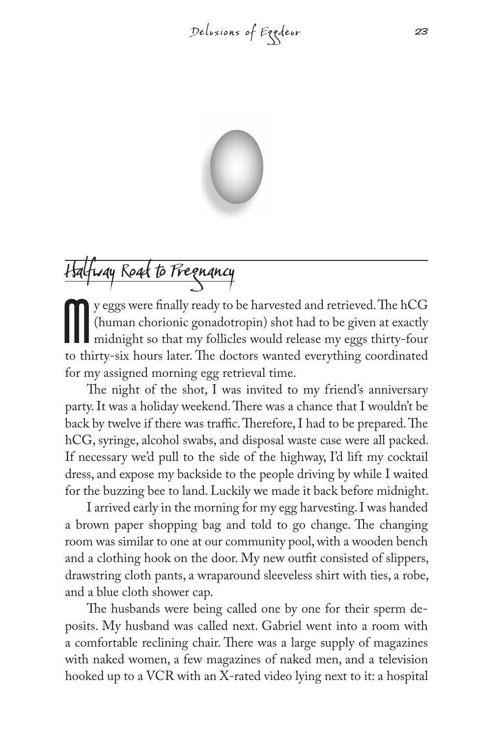## Halfway Road to Pregnancy

My eggs were finally ready to be harvested and retrieved. The hCG (human chorionic gonadotropin) shot had to be given at exactly midnight so that my follicles would release my eggs thirty-four to thirty-six hours later. The doctors wanted everything coordinated for my assigned morning egg retrieval time.

The night of the shot, I was invited to my friend's anniversary party. It was a holiday weekend. There was a chance that I wouldn't be back by twelve if there was traffic. Therefore, I had to be prepared. The hCG, syringe, alcohol swabs, and disposal waste case were all packed. If necessary we'd pull to the side of the highway, I'd lift my cocktail dress, and expose my backside to the people driving by while I waited for the buzzing bee to land. Luckily we made it back before midnight.

I arrived early in the morning for my egg harvesting. I was handed a brown paper shopping bag and told to go change. The changing room was similar to one at our community pool, with a wooden bench and a clothing hook on the door. My new outfit consisted of slippers, drawstring cloth pants, a wraparound sleeveless shirt with ties, a robe, and a blue cloth shower cap.

The husbands were being called one by one for their sperm deposits. My husband was called next. Gabriel went into a room with a comfortable reclining chair. There was a large supply of magazines with naked women, a few magazines of naked men, and a television hooked up to a VCR with an X-rated video lying next to it: a hospital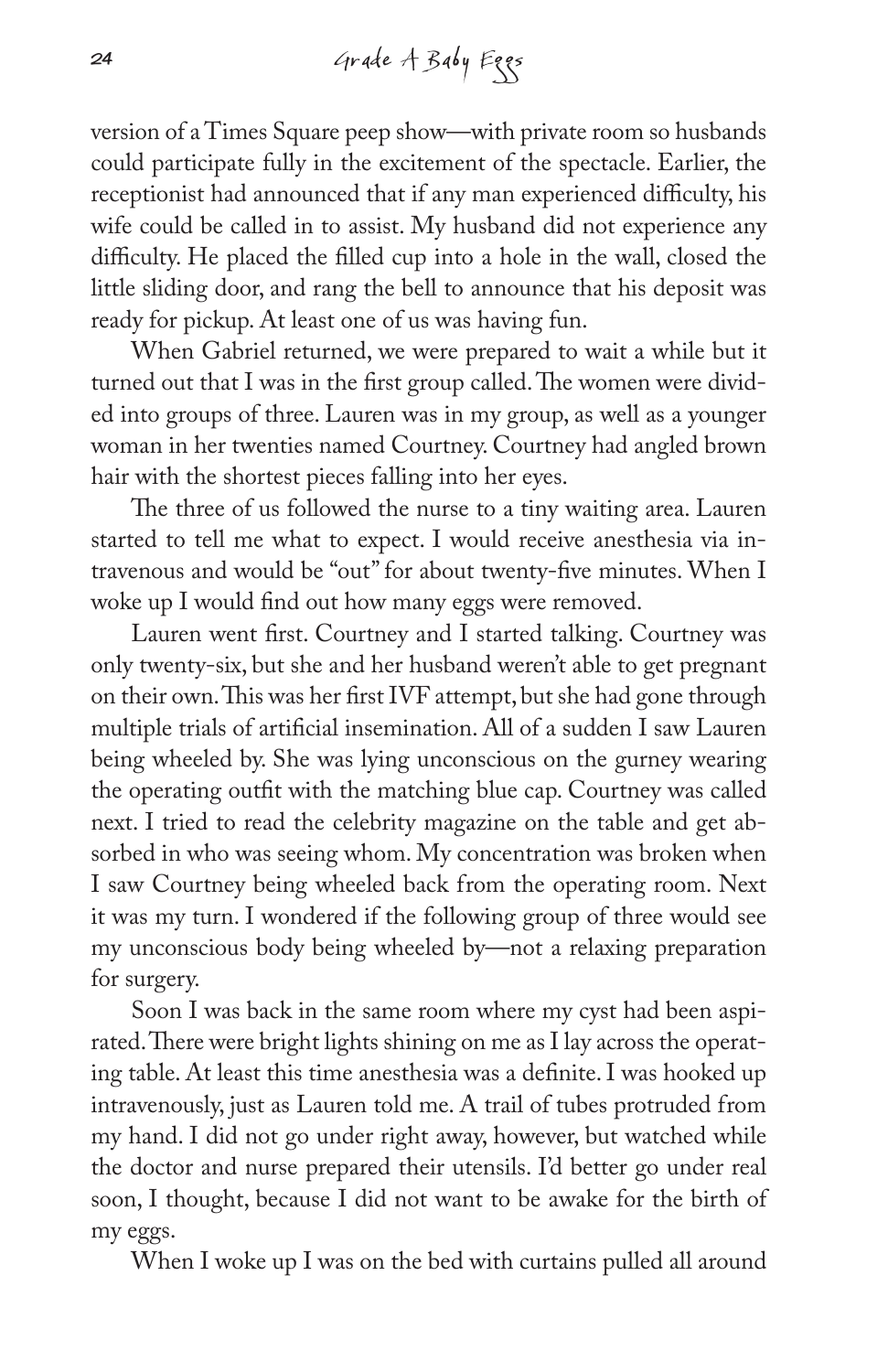version of a Times Square peep show—with private room so husbands could participate fully in the excitement of the spectacle. Earlier, the receptionist had announced that if any man experienced difficulty, his wife could be called in to assist. My husband did not experience any difficulty. He placed the filled cup into a hole in the wall, closed the little sliding door, and rang the bell to announce that his deposit was ready for pickup. At least one of us was having fun.

When Gabriel returned, we were prepared to wait a while but it turned out that I was in the first group called. The women were divided into groups of three. Lauren was in my group, as well as a younger woman in her twenties named Courtney. Courtney had angled brown hair with the shortest pieces falling into her eyes.

The three of us followed the nurse to a tiny waiting area. Lauren started to tell me what to expect. I would receive anesthesia via intravenous and would be "out" for about twenty-five minutes. When I woke up I would find out how many eggs were removed.

Lauren went first. Courtney and I started talking. Courtney was only twenty-six, but she and her husband weren't able to get pregnant on their own. This was her first IVF attempt, but she had gone through multiple trials of artificial insemination. All of a sudden I saw Lauren being wheeled by. She was lying unconscious on the gurney wearing the operating outfit with the matching blue cap. Courtney was called next. I tried to read the celebrity magazine on the table and get absorbed in who was seeing whom. My concentration was broken when I saw Courtney being wheeled back from the operating room. Next it was my turn. I wondered if the following group of three would see my unconscious body being wheeled by—not a relaxing preparation for surgery.

Soon I was back in the same room where my cyst had been aspirated. There were bright lights shining on me as I lay across the operating table. At least this time anesthesia was a definite. I was hooked up intravenously, just as Lauren told me. A trail of tubes protruded from my hand. I did not go under right away, however, but watched while the doctor and nurse prepared their utensils. I'd better go under real soon, I thought, because I did not want to be awake for the birth of my eggs.

When I woke up I was on the bed with curtains pulled all around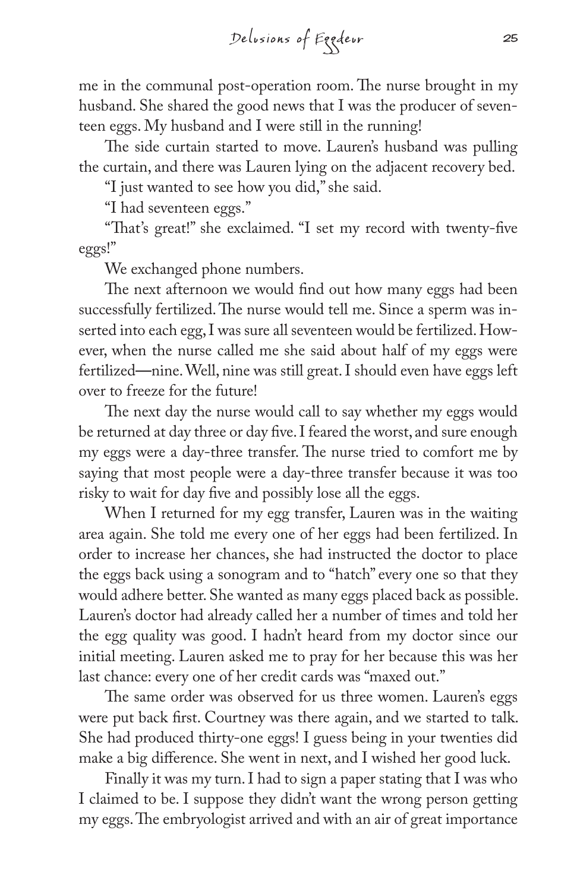me in the communal post-operation room. The nurse brought in my husband. She shared the good news that I was the producer of seventeen eggs. My husband and I were still in the running!

The side curtain started to move. Lauren's husband was pulling the curtain, and there was Lauren lying on the adjacent recovery bed.

"I just wanted to see how you did," she said.

"I had seventeen eggs."

"That's great!" she exclaimed. "I set my record with twenty-five eggs!"

We exchanged phone numbers.

The next afternoon we would find out how many eggs had been successfully fertilized. The nurse would tell me. Since a sperm was inserted into each egg, I was sure all seventeen would be fertilized. However, when the nurse called me she said about half of my eggs were fertilized—nine. Well, nine was still great. I should even have eggs left over to freeze for the future!

The next day the nurse would call to say whether my eggs would be returned at day three or day five. I feared the worst, and sure enough my eggs were a day-three transfer. The nurse tried to comfort me by saying that most people were a day-three transfer because it was too risky to wait for day five and possibly lose all the eggs.

When I returned for my egg transfer, Lauren was in the waiting area again. She told me every one of her eggs had been fertilized. In order to increase her chances, she had instructed the doctor to place the eggs back using a sonogram and to "hatch" every one so that they would adhere better. She wanted as many eggs placed back as possible. Lauren's doctor had already called her a number of times and told her the egg quality was good. I hadn't heard from my doctor since our initial meeting. Lauren asked me to pray for her because this was her last chance: every one of her credit cards was "maxed out."

The same order was observed for us three women. Lauren's eggs were put back first. Courtney was there again, and we started to talk. She had produced thirty-one eggs! I guess being in your twenties did make a big difference. She went in next, and I wished her good luck.

Finally it was my turn. I had to sign a paper stating that I was who I claimed to be. I suppose they didn't want the wrong person getting my eggs. The embryologist arrived and with an air of great importance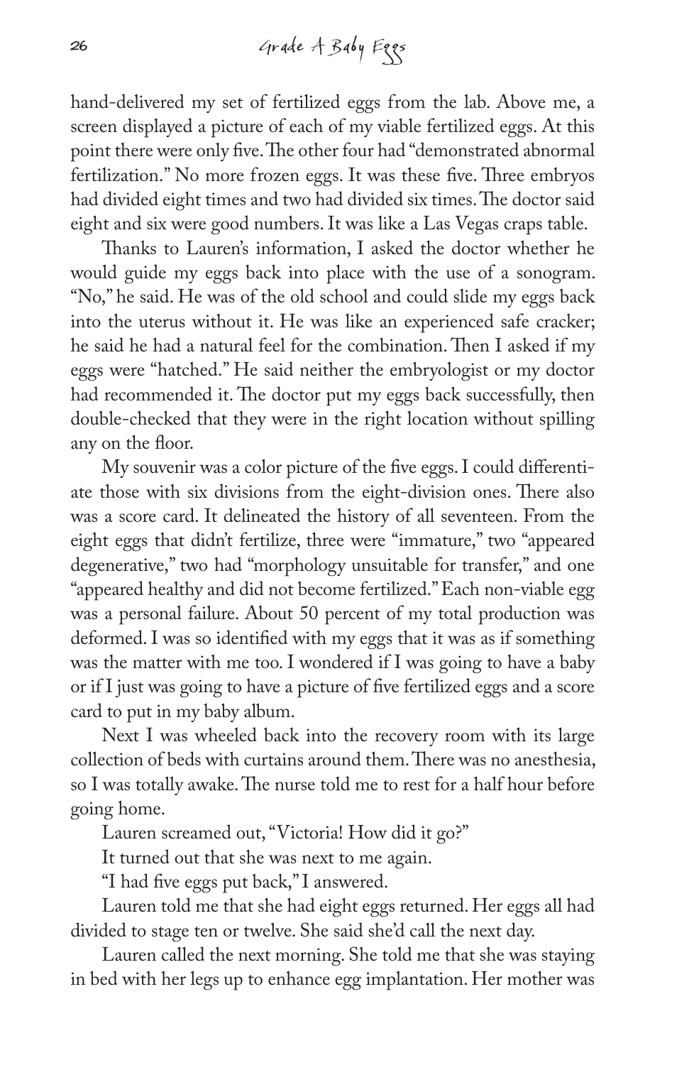hand-delivered my set of fertilized eggs from the lab. Above me, a screen displayed a picture of each of my viable fertilized eggs. At this point there were only five. The other four had "demonstrated abnormal fertilization." No more frozen eggs. It was these five. Three embryos had divided eight times and two had divided six times. The doctor said eight and six were good numbers. It was like a Las Vegas craps table.

Thanks to Lauren's information, I asked the doctor whether he would guide my eggs back into place with the use of a sonogram. "No," he said. He was of the old school and could slide my eggs back into the uterus without it. He was like an experienced safe cracker; he said he had a natural feel for the combination. Then I asked if my eggs were "hatched." He said neither the embryologist or my doctor had recommended it. The doctor put my eggs back successfully, then double-checked that they were in the right location without spilling any on the floor.

My souvenir was a color picture of the five eggs. I could differentiate those with six divisions from the eight-division ones. There also was a score card. It delineated the history of all seventeen. From the eight eggs that didn't fertilize, three were "immature," two "appeared degenerative," two had "morphology unsuitable for transfer," and one "appeared healthy and did not become fertilized." Each non-viable egg was a personal failure. About 50 percent of my total production was deformed. I was so identified with my eggs that it was as if something was the matter with me too. I wondered if I was going to have a baby or if I just was going to have a picture of five fertilized eggs and a score card to put in my baby album.

Next I was wheeled back into the recovery room with its large collection of beds with curtains around them. There was no anesthesia, so I was totally awake. The nurse told me to rest for a half hour before going home.

Lauren screamed out, "Victoria! How did it go?"

It turned out that she was next to me again.

"I had five eggs put back," I answered.

Lauren told me that she had eight eggs returned. Her eggs all had divided to stage ten or twelve. She said she'd call the next day.

Lauren called the next morning. She told me that she was staying in bed with her legs up to enhance egg implantation. Her mother was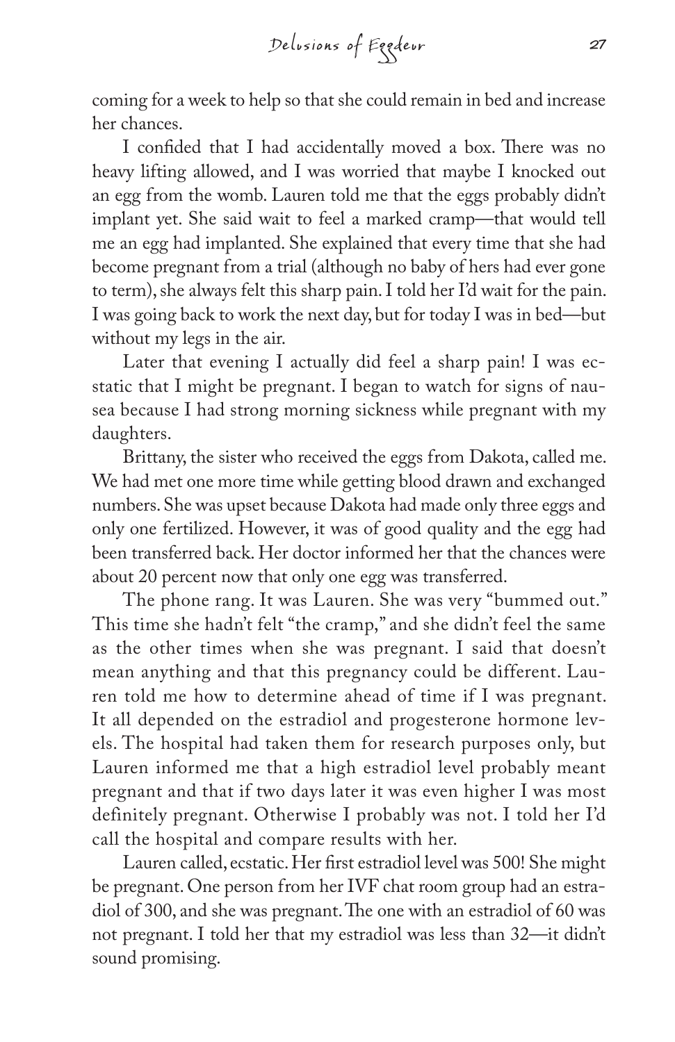coming for a week to help so that she could remain in bed and increase her chances.

I confided that I had accidentally moved a box. There was no heavy lifting allowed, and I was worried that maybe I knocked out an egg from the womb. Lauren told me that the eggs probably didn't implant yet. She said wait to feel a marked cramp—that would tell me an egg had implanted. She explained that every time that she had become pregnant from a trial (although no baby of hers had ever gone to term), she always felt this sharp pain. I told her I'd wait for the pain. I was going back to work the next day, but for today I was in bed—but without my legs in the air.

Later that evening I actually did feel a sharp pain! I was ecstatic that I might be pregnant. I began to watch for signs of nausea because I had strong morning sickness while pregnant with my daughters.

Brittany, the sister who received the eggs from Dakota, called me. We had met one more time while getting blood drawn and exchanged numbers. She was upset because Dakota had made only three eggs and only one fertilized. However, it was of good quality and the egg had been transferred back. Her doctor informed her that the chances were about 20 percent now that only one egg was transferred.

The phone rang. It was Lauren. She was very "bummed out." This time she hadn't felt "the cramp," and she didn't feel the same as the other times when she was pregnant. I said that doesn't mean anything and that this pregnancy could be different. Lauren told me how to determine ahead of time if I was pregnant. It all depended on the estradiol and progesterone hormone levels. The hospital had taken them for research purposes only, but Lauren informed me that a high estradiol level probably meant pregnant and that if two days later it was even higher I was most definitely pregnant. Otherwise I probably was not. I told her I'd call the hospital and compare results with her.

Lauren called, ecstatic. Her first estradiol level was 500! She might be pregnant. One person from her IVF chat room group had an estradiol of 300, and she was pregnant. The one with an estradiol of 60 was not pregnant. I told her that my estradiol was less than 32—it didn't sound promising.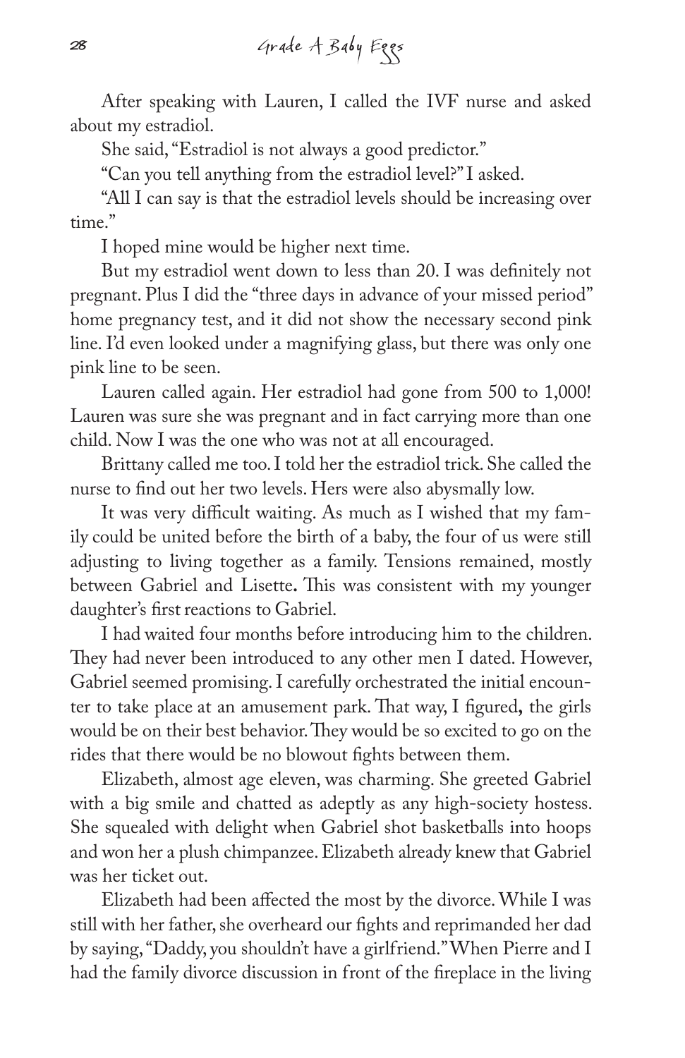After speaking with Lauren, I called the IVF nurse and asked about my estradiol.

She said, "Estradiol is not always a good predictor."

"Can you tell anything from the estradiol level?" I asked.

"All I can say is that the estradiol levels should be increasing over time."

I hoped mine would be higher next time.

But my estradiol went down to less than 20. I was definitely not pregnant. Plus I did the "three days in advance of your missed period" home pregnancy test, and it did not show the necessary second pink line. I'd even looked under a magnifying glass, but there was only one pink line to be seen.

Lauren called again. Her estradiol had gone from 500 to 1,000! Lauren was sure she was pregnant and in fact carrying more than one child. Now I was the one who was not at all encouraged.

Brittany called me too. I told her the estradiol trick. She called the nurse to find out her two levels. Hers were also abysmally low.

It was very difficult waiting. As much as I wished that my family could be united before the birth of a baby, the four of us were still adjusting to living together as a family. Tensions remained, mostly between Gabriel and Lisette**.** This was consistent with my younger daughter's first reactions to Gabriel.

I had waited four months before introducing him to the children. They had never been introduced to any other men I dated. However, Gabriel seemed promising. I carefully orchestrated the initial encounter to take place at an amusement park. That way, I figured**,** the girls would be on their best behavior. They would be so excited to go on the rides that there would be no blowout fights between them.

Elizabeth, almost age eleven, was charming. She greeted Gabriel with a big smile and chatted as adeptly as any high-society hostess. She squealed with delight when Gabriel shot basketballs into hoops and won her a plush chimpanzee. Elizabeth already knew that Gabriel was her ticket out.

Elizabeth had been affected the most by the divorce. While I was still with her father, she overheard our fights and reprimanded her dad by saying, "Daddy, you shouldn't have a girlfriend." When Pierre and I had the family divorce discussion in front of the fireplace in the living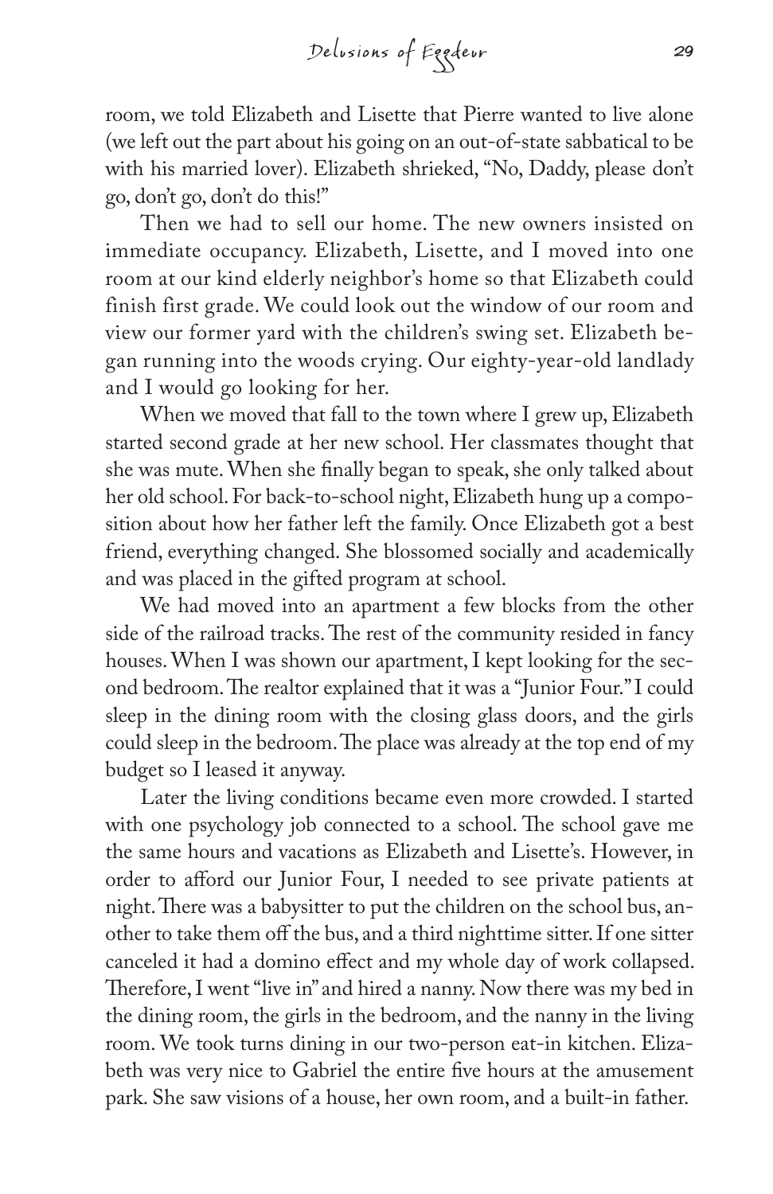room, we told Elizabeth and Lisette that Pierre wanted to live alone (we left out the part about his going on an out-of-state sabbatical to be with his married lover). Elizabeth shrieked, "No, Daddy, please don't go, don't go, don't do this!"

Then we had to sell our home. The new owners insisted on immediate occupancy. Elizabeth, Lisette, and I moved into one room at our kind elderly neighbor's home so that Elizabeth could finish first grade. We could look out the window of our room and view our former yard with the children's swing set. Elizabeth began running into the woods crying. Our eighty-year-old landlady and I would go looking for her.

When we moved that fall to the town where I grew up, Elizabeth started second grade at her new school. Her classmates thought that she was mute. When she finally began to speak, she only talked about her old school. For back-to-school night, Elizabeth hung up a composition about how her father left the family. Once Elizabeth got a best friend, everything changed. She blossomed socially and academically and was placed in the gifted program at school.

We had moved into an apartment a few blocks from the other side of the railroad tracks. The rest of the community resided in fancy houses. When I was shown our apartment, I kept looking for the second bedroom. The realtor explained that it was a "Junior Four." I could sleep in the dining room with the closing glass doors, and the girls could sleep in the bedroom. The place was already at the top end of my budget so I leased it anyway.

Later the living conditions became even more crowded. I started with one psychology job connected to a school. The school gave me the same hours and vacations as Elizabeth and Lisette's. However, in order to afford our Junior Four, I needed to see private patients at night. There was a babysitter to put the children on the school bus, another to take them off the bus, and a third nighttime sitter. If one sitter canceled it had a domino effect and my whole day of work collapsed. Therefore, I went "live in" and hired a nanny. Now there was my bed in the dining room, the girls in the bedroom, and the nanny in the living room. We took turns dining in our two-person eat-in kitchen. Elizabeth was very nice to Gabriel the entire five hours at the amusement park. She saw visions of a house, her own room, and a built-in father.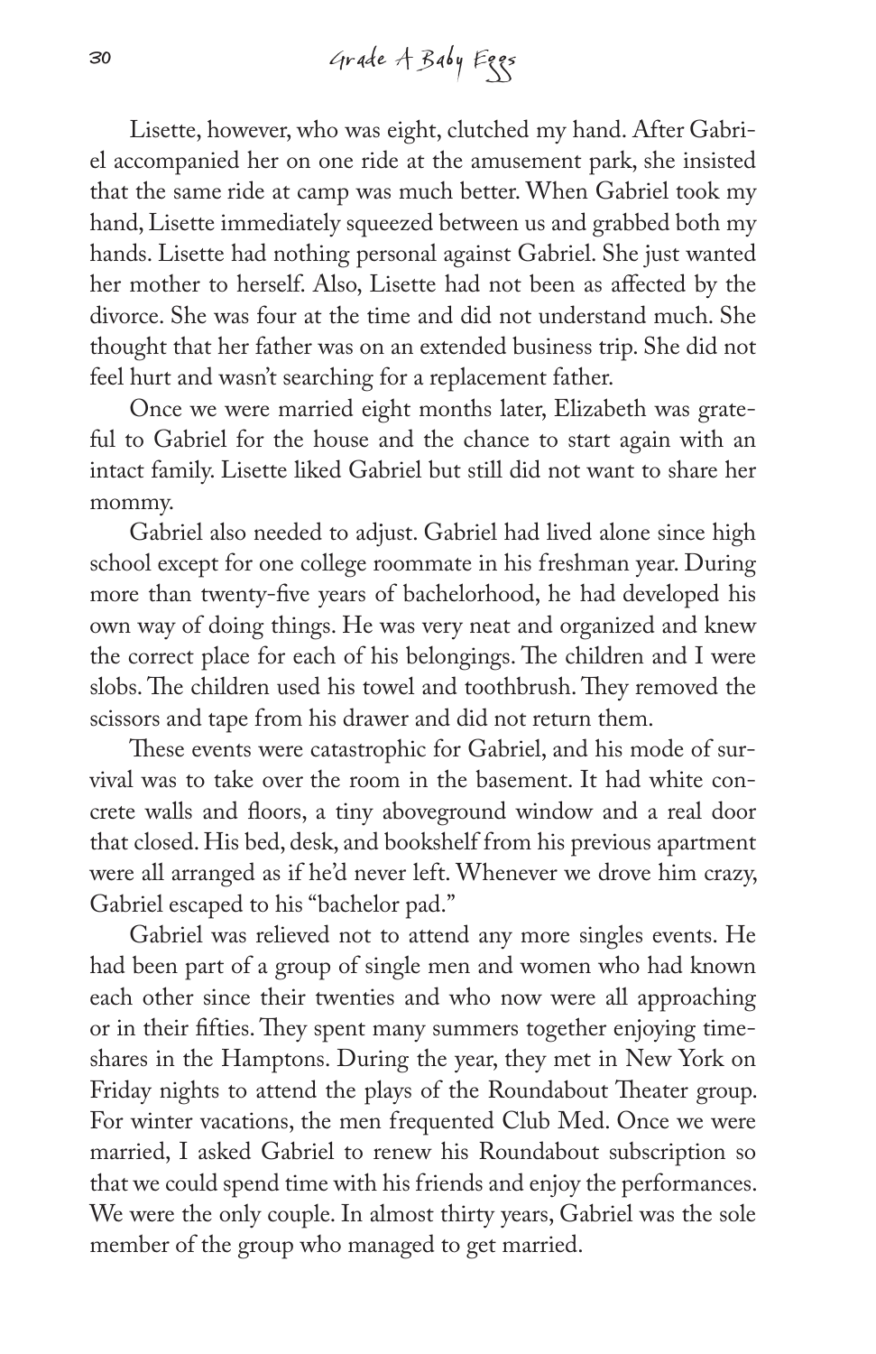Lisette, however, who was eight, clutched my hand. After Gabriel accompanied her on one ride at the amusement park, she insisted that the same ride at camp was much better. When Gabriel took my hand, Lisette immediately squeezed between us and grabbed both my hands. Lisette had nothing personal against Gabriel. She just wanted her mother to herself. Also, Lisette had not been as affected by the divorce. She was four at the time and did not understand much. She thought that her father was on an extended business trip. She did not feel hurt and wasn't searching for a replacement father.

Once we were married eight months later, Elizabeth was grateful to Gabriel for the house and the chance to start again with an intact family. Lisette liked Gabriel but still did not want to share her mommy.

Gabriel also needed to adjust. Gabriel had lived alone since high school except for one college roommate in his freshman year. During more than twenty-five years of bachelorhood, he had developed his own way of doing things. He was very neat and organized and knew the correct place for each of his belongings. The children and I were slobs. The children used his towel and toothbrush. They removed the scissors and tape from his drawer and did not return them.

These events were catastrophic for Gabriel, and his mode of survival was to take over the room in the basement. It had white concrete walls and floors, a tiny aboveground window and a real door that closed. His bed, desk, and bookshelf from his previous apartment were all arranged as if he'd never left. Whenever we drove him crazy, Gabriel escaped to his "bachelor pad."

Gabriel was relieved not to attend any more singles events. He had been part of a group of single men and women who had known each other since their twenties and who now were all approaching or in their fifties. They spent many summers together enjoying timeshares in the Hamptons. During the year, they met in New York on Friday nights to attend the plays of the Roundabout Theater group. For winter vacations, the men frequented Club Med. Once we were married, I asked Gabriel to renew his Roundabout subscription so that we could spend time with his friends and enjoy the performances. We were the only couple. In almost thirty years, Gabriel was the sole member of the group who managed to get married.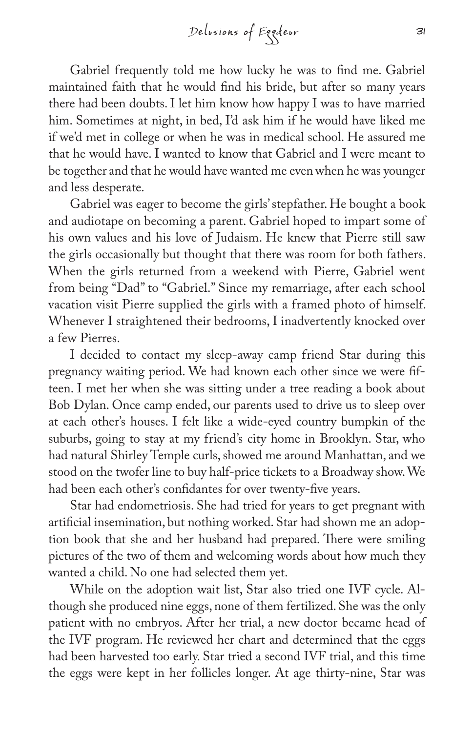Gabriel frequently told me how lucky he was to find me. Gabriel maintained faith that he would find his bride, but after so many years there had been doubts. I let him know how happy I was to have married him. Sometimes at night, in bed, I'd ask him if he would have liked me if we'd met in college or when he was in medical school. He assured me that he would have. I wanted to know that Gabriel and I were meant to be together and that he would have wanted me even when he was younger and less desperate.

Gabriel was eager to become the girls' stepfather. He bought a book and audiotape on becoming a parent. Gabriel hoped to impart some of his own values and his love of Judaism. He knew that Pierre still saw the girls occasionally but thought that there was room for both fathers. When the girls returned from a weekend with Pierre, Gabriel went from being "Dad" to "Gabriel." Since my remarriage, after each school vacation visit Pierre supplied the girls with a framed photo of himself. Whenever I straightened their bedrooms, I inadvertently knocked over a few Pierres.

I decided to contact my sleep-away camp friend Star during this pregnancy waiting period. We had known each other since we were fifteen. I met her when she was sitting under a tree reading a book about Bob Dylan. Once camp ended, our parents used to drive us to sleep over at each other's houses. I felt like a wide-eyed country bumpkin of the suburbs, going to stay at my friend's city home in Brooklyn. Star, who had natural Shirley Temple curls, showed me around Manhattan, and we stood on the twofer line to buy half-price tickets to a Broadway show. We had been each other's confidantes for over twenty-five years.

Star had endometriosis. She had tried for years to get pregnant with artificial insemination, but nothing worked. Star had shown me an adoption book that she and her husband had prepared. There were smiling pictures of the two of them and welcoming words about how much they wanted a child. No one had selected them yet.

While on the adoption wait list, Star also tried one IVF cycle. Although she produced nine eggs, none of them fertilized. She was the only patient with no embryos. After her trial, a new doctor became head of the IVF program. He reviewed her chart and determined that the eggs had been harvested too early. Star tried a second IVF trial, and this time the eggs were kept in her follicles longer. At age thirty-nine, Star was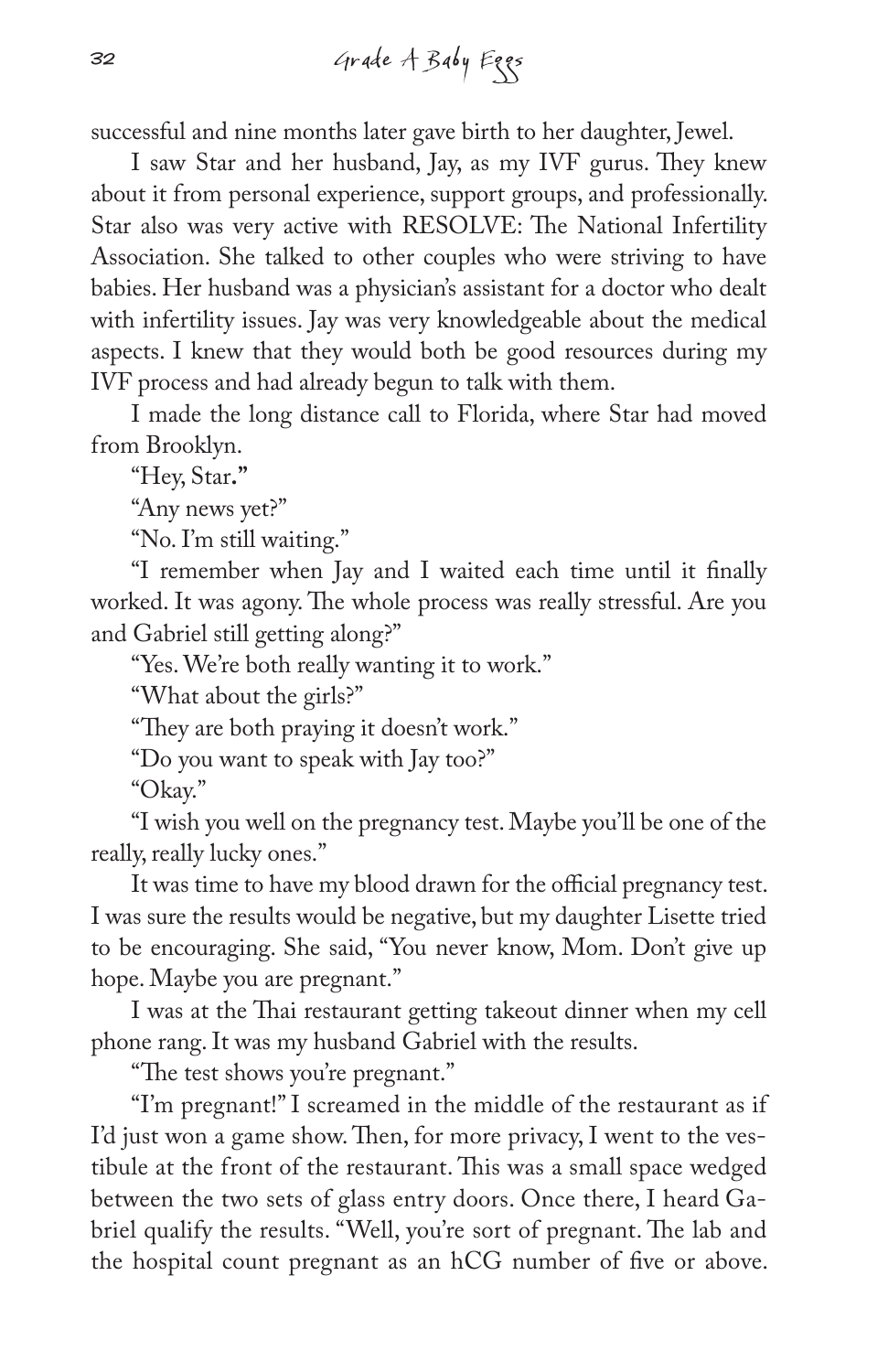successful and nine months later gave birth to her daughter, Jewel.

I saw Star and her husband, Jay, as my IVF gurus. They knew about it from personal experience, support groups, and professionally. Star also was very active with RESOLVE: The National Infertility Association. She talked to other couples who were striving to have babies. Her husband was a physician's assistant for a doctor who dealt with infertility issues. Jay was very knowledgeable about the medical aspects. I knew that they would both be good resources during my IVF process and had already begun to talk with them.

I made the long distance call to Florida, where Star had moved from Brooklyn.

"Hey, Star."

"Any news yet?"

"No. I'm still waiting."

"I remember when Jay and I waited each time until it finally worked. It was agony. The whole process was really stressful. Are you and Gabriel still getting along?"

"Yes. We're both really wanting it to work."

"What about the girls?"

"They are both praying it doesn't work."

"Do you want to speak with Jay too?"

"Okay."

"I wish you well on the pregnancy test. Maybe you'll be one of the really, really lucky ones."

It was time to have my blood drawn for the official pregnancy test. I was sure the results would be negative, but my daughter Lisette tried to be encouraging. She said, "You never know, Mom. Don't give up hope. Maybe you are pregnant."

I was at the Thai restaurant getting takeout dinner when my cell phone rang. It was my husband Gabriel with the results.

"The test shows you're pregnant."

"I'm pregnant!" I screamed in the middle of the restaurant as if I'd just won a game show. Then, for more privacy, I went to the vestibule at the front of the restaurant. This was a small space wedged between the two sets of glass entry doors. Once there, I heard Gabriel qualify the results. "Well, you're sort of pregnant. The lab and the hospital count pregnant as an hCG number of five or above.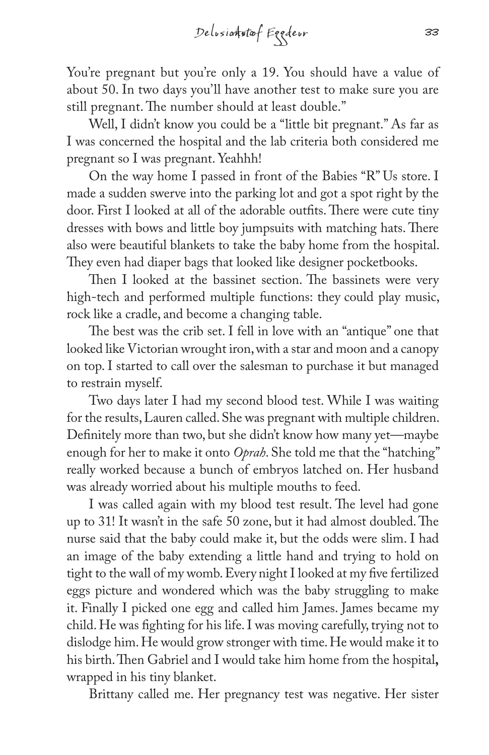You're pregnant but you're only a 19. You should have a value of about 50. In two days you'll have another test to make sure you are still pregnant. The number should at least double."

Well, I didn't know you could be a "little bit pregnant." As far as I was concerned the hospital and the lab criteria both considered me pregnant so I was pregnant. Yeahhh!

On the way home I passed in front of the Babies "R" Us store. I made a sudden swerve into the parking lot and got a spot right by the door. First I looked at all of the adorable outfits. There were cute tiny dresses with bows and little boy jumpsuits with matching hats. There also were beautiful blankets to take the baby home from the hospital. They even had diaper bags that looked like designer pocketbooks.

Then I looked at the bassinet section. The bassinets were very high-tech and performed multiple functions: they could play music, rock like a cradle, and become a changing table.

The best was the crib set. I fell in love with an "antique" one that looked like Victorian wrought iron, with a star and moon and a canopy on top. I started to call over the salesman to purchase it but managed to restrain myself.

Two days later I had my second blood test. While I was waiting for the results, Lauren called. She was pregnant with multiple children. Definitely more than two, but she didn't know how many yet—maybe enough for her to make it onto *Oprah*. She told me that the "hatching" really worked because a bunch of embryos latched on. Her husband was already worried about his multiple mouths to feed.

I was called again with my blood test result. The level had gone up to 31! It wasn't in the safe 50 zone, but it had almost doubled. The nurse said that the baby could make it, but the odds were slim. I had an image of the baby extending a little hand and trying to hold on tight to the wall of my womb. Every night I looked at my five fertilized eggs picture and wondered which was the baby struggling to make it. Finally I picked one egg and called him James. James became my child. He was fighting for his life. I was moving carefully, trying not to dislodge him. He would grow stronger with time. He would make it to his birth. Then Gabriel and I would take him home from the hospital**,** wrapped in his tiny blanket.

Brittany called me. Her pregnancy test was negative. Her sister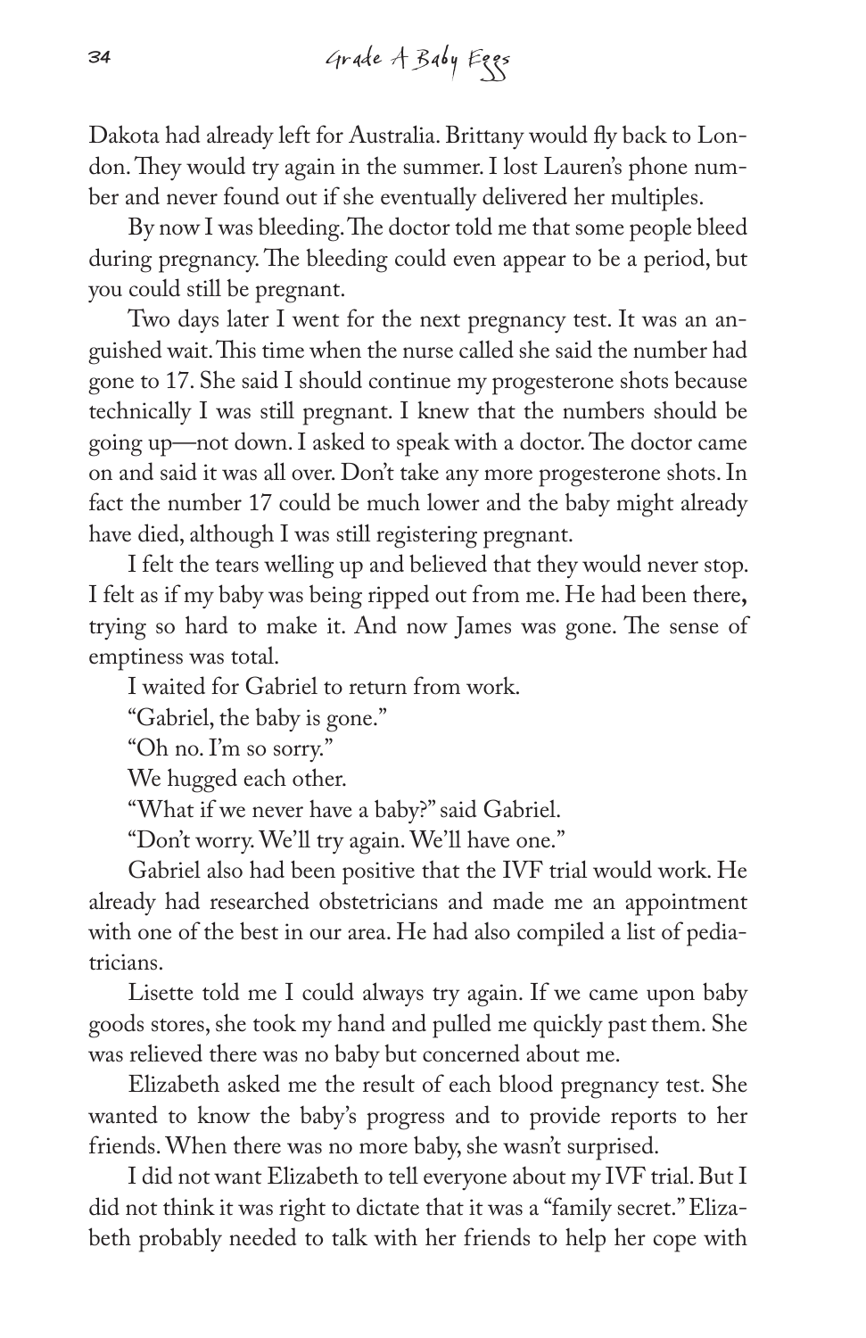Dakota had already left for Australia. Brittany would fly back to London. They would try again in the summer. I lost Lauren's phone number and never found out if she eventually delivered her multiples.

By now I was bleeding. The doctor told me that some people bleed during pregnancy. The bleeding could even appear to be a period, but you could still be pregnant.

Two days later I went for the next pregnancy test. It was an anguished wait. This time when the nurse called she said the number had gone to 17. She said I should continue my progesterone shots because technically I was still pregnant. I knew that the numbers should be going up—not down. I asked to speak with a doctor. The doctor came on and said it was all over. Don't take any more progesterone shots. In fact the number 17 could be much lower and the baby might already have died, although I was still registering pregnant.

I felt the tears welling up and believed that they would never stop. I felt as if my baby was being ripped out from me. He had been there, trying so hard to make it. And now James was gone. The sense of emptiness was total.

I waited for Gabriel to return from work.

"Gabriel, the baby is gone."

"Oh no. I'm so sorry."

We hugged each other.

"What if we never have a baby?" said Gabriel.

"Don't worry. We'll try again. We'll have one."

Gabriel also had been positive that the IVF trial would work. He already had researched obstetricians and made me an appointment with one of the best in our area. He had also compiled a list of pediatricians.

Lisette told me I could always try again. If we came upon baby goods stores, she took my hand and pulled me quickly past them. She was relieved there was no baby but concerned about me.

Elizabeth asked me the result of each blood pregnancy test. She wanted to know the baby's progress and to provide reports to her friends. When there was no more baby, she wasn't surprised.

I did not want Elizabeth to tell everyone about my IVF trial. But I did not think it was right to dictate that it was a "family secret." Elizabeth probably needed to talk with her friends to help her cope with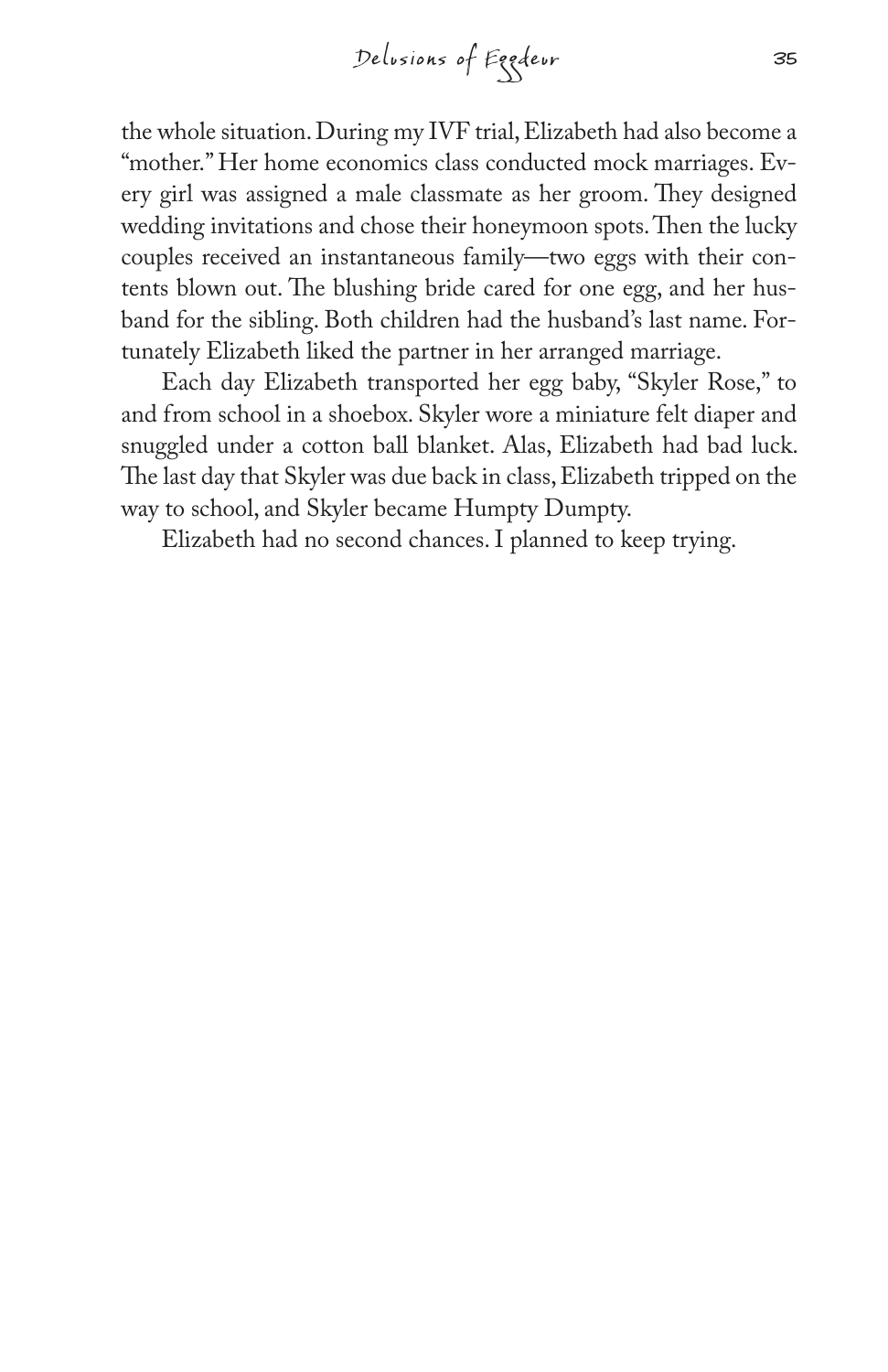the whole situation. During my IVF trial, Elizabeth had also become a "mother." Her home economics class conducted mock marriages. Every girl was assigned a male classmate as her groom. They designed wedding invitations and chose their honeymoon spots. Then the lucky couples received an instantaneous family—two eggs with their contents blown out. The blushing bride cared for one egg, and her husband for the sibling. Both children had the husband's last name. Fortunately Elizabeth liked the partner in her arranged marriage.

Each day Elizabeth transported her egg baby, "Skyler Rose," to and from school in a shoebox. Skyler wore a miniature felt diaper and snuggled under a cotton ball blanket. Alas, Elizabeth had bad luck. The last day that Skyler was due back in class, Elizabeth tripped on the way to school, and Skyler became Humpty Dumpty.

Elizabeth had no second chances. I planned to keep trying.